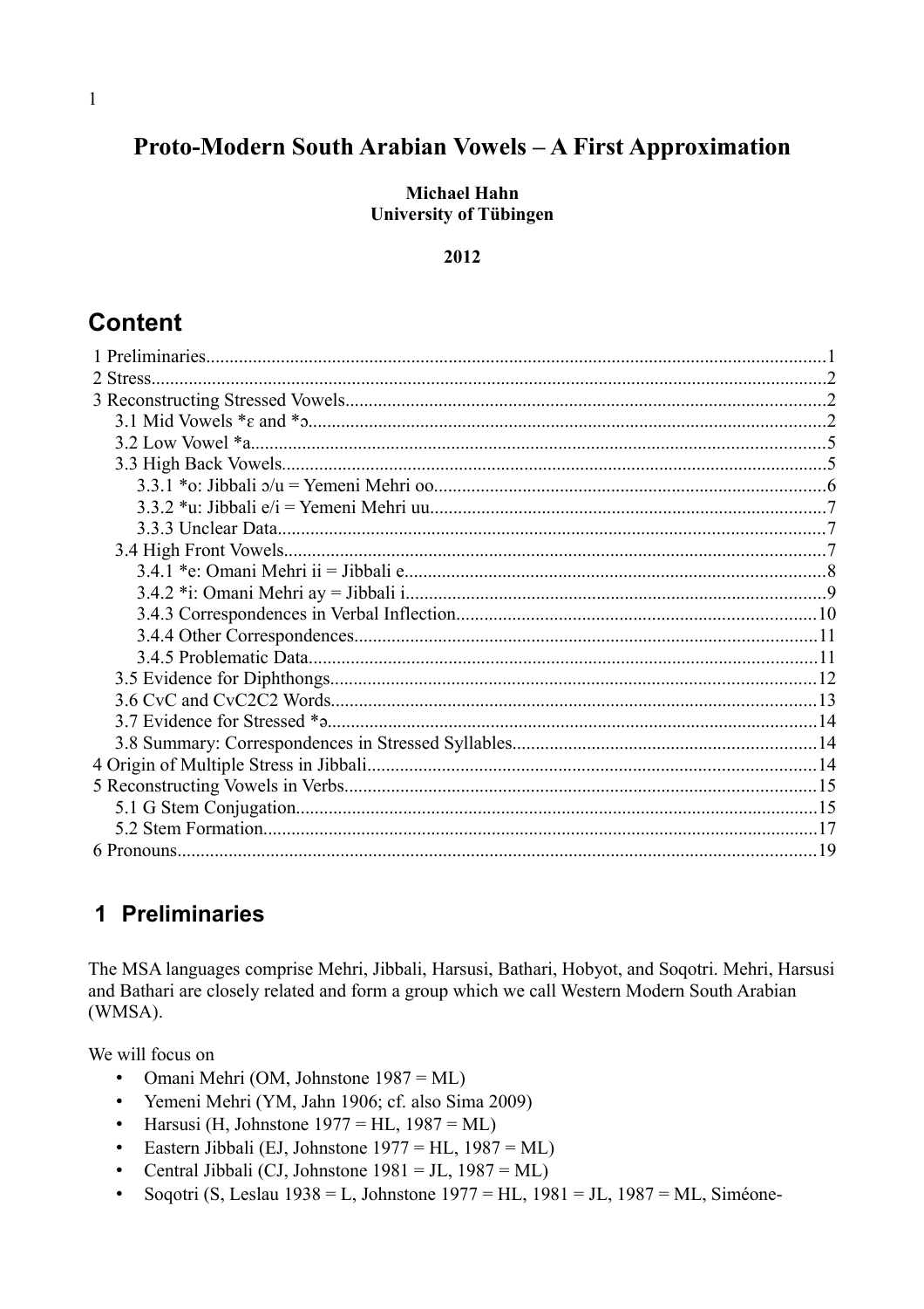# Proto-Modern South Arabian Vowels – A First Approximation

**Michael Hahn**
**University of Tübingen**

**2012**

## Content

1 Preliminaries....................1
2 Stress....................2
3 Reconstructing Stressed Vowels....................2
  3.1 Mid Vowels *ɛ and *ɔ....................2
  3.2 Low Vowel *a....................5
  3.3 High Back Vowels....................5
    3.3.1 *o: Jibbali ɔ/u = Yemeni Mehri oo....................6
    3.3.2 *u: Jibbali e/i = Yemeni Mehri uu....................7
    3.3.3 Unclear Data....................7
  3.4 High Front Vowels....................7
    3.4.1 *e: Omani Mehri ii = Jibbali e....................8
    3.4.2 *i: Omani Mehri ay = Jibbali i....................9
    3.4.3 Correspondences in Verbal Inflection....................10
    3.4.4 Other Correspondences....................11
    3.4.5 Problematic Data....................11
  3.5 Evidence for Diphthongs....................12
  3.6 CvC and CvC2C2 Words....................13
  3.7 Evidence for Stressed *ə....................14
  3.8 Summary: Correspondences in Stressed Syllables....................14
4 Origin of Multiple Stress in Jibbali....................14
5 Reconstructing Vowels in Verbs....................15
  5.1 G Stem Conjugation....................15
  5.2 Stem Formation....................17
6 Pronouns....................19

## 1 Preliminaries

The MSA languages comprise Mehri, Jibbali, Harsusi, Bathari, Hobyot, and Soqotri. Mehri, Harsusi and Bathari are closely related and form a group which we call Western Modern South Arabian (WMSA).

We will focus on

- Omani Mehri (OM, Johnstone 1987 = ML)
- Yemeni Mehri (YM, Jahn 1906; cf. also Sima 2009)
- Harsusi (H, Johnstone 1977 = HL, 1987 = ML)
- Eastern Jibbali (EJ, Johnstone 1977 = HL, 1987 = ML)
- Central Jibbali (CJ, Johnstone 1981 = JL, 1987 = ML)
- Soqotri (S, Leslau 1938 = L, Johnstone 1977 = HL, 1981 = JL, 1987 = ML, Siméone-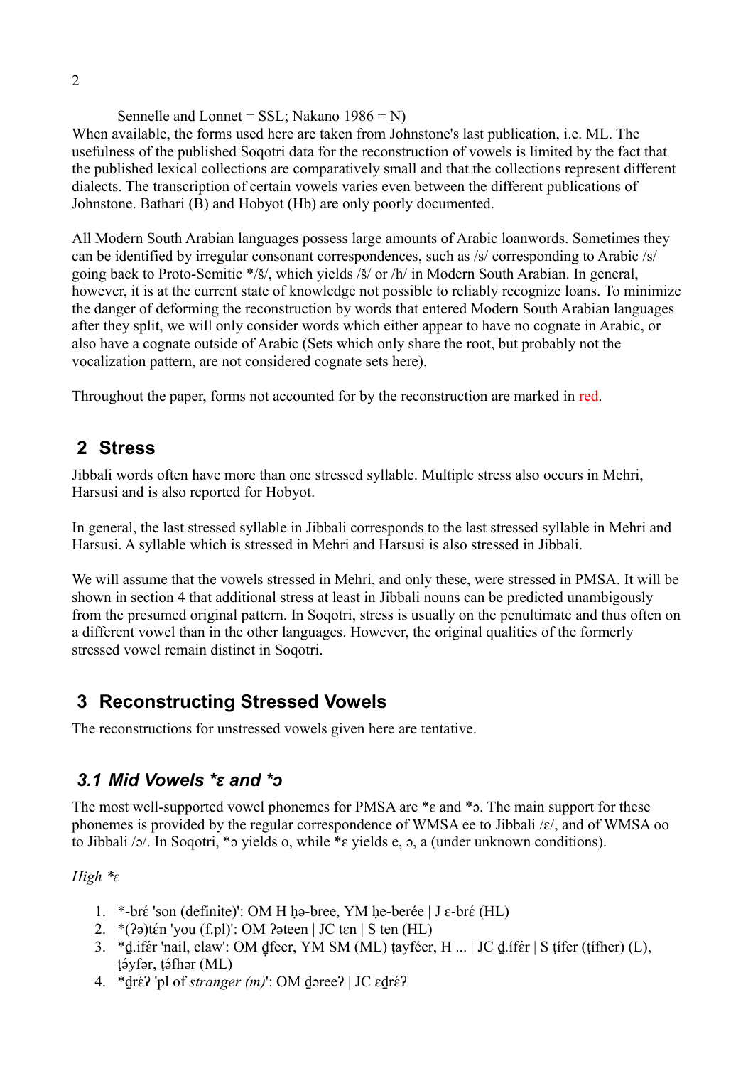Sennelle and Lonnet = SSL; Nakano 1986 = N)

When available, the forms used here are taken from Johnstone's last publication, i.e. ML. The usefulness of the published Soqotri data for the reconstruction of vowels is limited by the fact that the published lexical collections are comparatively small and that the collections represent different dialects. The transcription of certain vowels varies even between the different publications of Johnstone. Bathari (B) and Hobyot (Hb) are only poorly documented.

All Modern South Arabian languages possess large amounts of Arabic loanwords. Sometimes they can be identified by irregular consonant correspondences, such as /s/ corresponding to Arabic /s/ going back to Proto-Semitic */š/, which yields /š/ or /h/ in Modern South Arabian. In general, however, it is at the current state of knowledge not possible to reliably recognize loans. To minimize the danger of deforming the reconstruction by words that entered Modern South Arabian languages after they split, we will only consider words which either appear to have no cognate in Arabic, or also have a cognate outside of Arabic (Sets which only share the root, but probably not the vocalization pattern, are not considered cognate sets here).

Throughout the paper, forms not accounted for by the reconstruction are marked in red.

## 2 Stress

Jibbali words often have more than one stressed syllable. Multiple stress also occurs in Mehri, Harsusi and is also reported for Hobyot.

In general, the last stressed syllable in Jibbali corresponds to the last stressed syllable in Mehri and Harsusi. A syllable which is stressed in Mehri and Harsusi is also stressed in Jibbali.

We will assume that the vowels stressed in Mehri, and only these, were stressed in PMSA. It will be shown in section 4 that additional stress at least in Jibbali nouns can be predicted unambigously from the presumed original pattern. In Soqotri, stress is usually on the penultimate and thus often on a different vowel than in the other languages. However, the original qualities of the formerly stressed vowel remain distinct in Soqotri.

## 3 Reconstructing Stressed Vowels

The reconstructions for unstressed vowels given here are tentative.

### 3.1 Mid Vowels *ɛ and *ɔ

The most well-supported vowel phonemes for PMSA are *ɛ and *ɔ. The main support for these phonemes is provided by the regular correspondence of WMSA ee to Jibbali /ɛ/, and of WMSA oo to Jibbali /ɔ/. In Soqotri, *ɔ yields o, while *ɛ yields e, ə, a (under unknown conditions).

*High *ɛ*

1. *-brɛ́ 'son (definite)': OM H ḥə-bree, YM ḥe-berée | J ɛ-brɛ́ (HL)
2. *(ʔə)tɛ́n 'you (f.pl)': OM ʔəteen | JC tɛn | S ten (HL)
3. *ḏ.ifɛ́r 'nail, claw': OM ḏfeer, YM SM (ML) ṭayféer, H ... | JC ḏ.ífɛ́r | S ṭífer (ṭífher) (L), ṭə́yfər, ṭə́fhər (ML)
4. *ḏrɛ́ʔ 'pl of *stranger (m)*': OM ḏəreeʔ | JC ɛḏrɛ́ʔ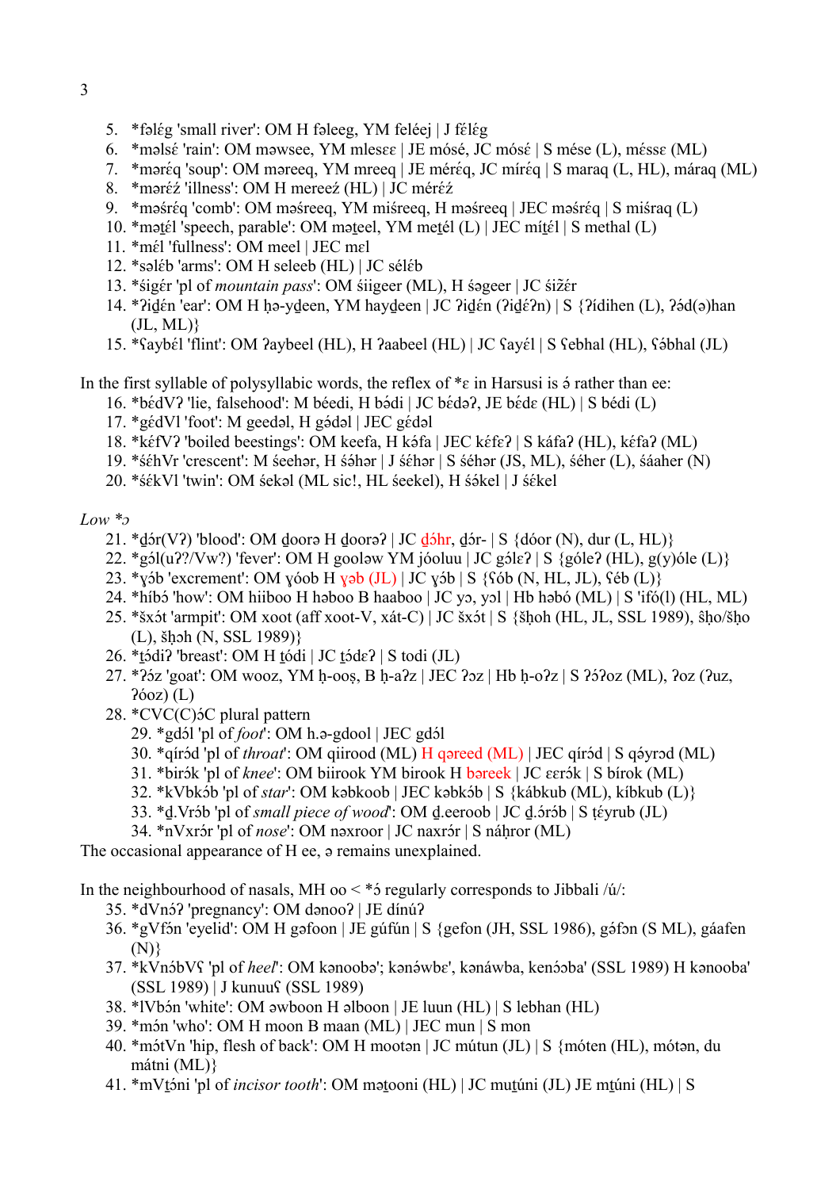5. *fəlέg 'small river': OM H fəleeg, YM feléej | J fέlέg
6. *məlsέ 'rain': OM məwsee, YM mlesεε | JE mósé, JC mósέ | S mése (L), méssε (ML)
7. *mərέq 'soup': OM məreeq, YM mreeq | JE mérέq, JC mírέq | S maraq (L, HL), máraq (ML)
8. *mərέź 'illness': OM H mereeź (HL) | JC mérέź
9. *məśrέq 'comb': OM məśreeq, YM miśreeq, H məśreeq | JEC məśrέq | S miśraq (L)
10. *məṯέl 'speech, parable': OM məṯeel, YM meṯél (L) | JEC míṯέl | S methal (L)
11. *mέl 'fullness': OM meel | JEC mεl
12. *səlέb 'arms': OM H seleeb (HL) | JC sélέb
13. *śigέr 'pl of *mountain pass*': OM śiigeer (ML), H śəgeer | JC śiži̇έr
14. *ʔiḏέn 'ear': OM H ḥə-yḏeen, YM hayḏeen | JC ʔiḏέn (ʔiḏέʔn) | S {ʔídihen (L), ʔə́d(ə)han (JL, ML)}
15. *ʕaybέl 'flint': OM ʔaybeel (HL), H ʔaabeel (HL) | JC ʕayέl | S ʕebhal (HL), ʕə́bhal (JL)

In the first syllable of polysyllabic words, the reflex of *ε in Harsusi is ə́ rather than ee:

16. *bέdVʔ 'lie, falsehood': M béedi, H bə́di | JC bέdəʔ, JE bέdε (HL) | S bédi (L)
17. *gέdVl 'foot': M geedəl, H gə́dəl | JEC gέdəl
18. *kέfVʔ 'boiled beestings': OM keefa, H kə́fa | JEC kέfεʔ | S káfaʔ (HL), kéfaʔ (ML)
19. *śέhVr 'crescent': M śeehər, H śə́hər | J śέhər | S śéhər (JS, ML), śéher (L), śáaher (N)
20. *śέkVl 'twin': OM śekəl (ML sic!, HL śeekel), H śə́kel | J śékel

*Low *ɔ*

21. *ḏɔ́r(Vʔ) 'blood': OM ḏoorə H ḏooraʔ | JC ḏɔ́hr, ḏɔ́r- | S {dóor (N), dur (L, HL)}
22. *gɔ́l(uʔ/Vwʔ) 'fever': OM H gooləw YM jóoluu | JC gɔ́lεʔ | S {góleʔ (HL), g(y)óle (L)}
23. *ɣɔ́b 'excrement': OM ɣóob H ɣəb (JL) | JC ɣɔ́b | S {ʕɔ́b (N, HL, JL), ʕéb (L)}
24. *híbɔ́ 'how': OM hiiboo H həboo B haaboo | JC yɔ, yɔl | Hb həbó (ML) | S 'ifó(l) (HL, ML)
25. *šxɔ́t 'armpit': OM xoot (aff xoot-V, xát-C) | JC šxɔ́t | S {šḥoh (HL, JL, SSL 1989), ŝḥo/šḥo (L), šḥəh (N, SSL 1989)}
26. *ṯɔ́diʔ 'breast': OM H ṯódi | JC ṯɔ́dεʔ | S todi (JL)
27. *ʔɔ́z 'goat': OM wooz, YM ḥ-ooṣ, B ḥ-aʔz | JEC ʔɔz | Hb ḥ-oʔz | S ʔɔ́ʔoz (ML), ʔoz (ʔuz, ʔóoz) (L)
28. *CVC(C)ɔ́C plural pattern
    29. *gdɔ́l 'pl of *foot*': OM h.ə-gdool | JEC gdɔ́l
    30. *qírɔ́d 'pl of *throat*': OM qiirood (ML) H qəreed (ML) | JEC qírɔ́d | S qə́yrəd (ML)
    31. *birɔ́k 'pl of *knee*': OM biirook YM birook H bəreek | JC εεrɔ́k | S bírok (ML)
    32. *kVbkɔ́b 'pl of *star*': OM kəbkoob | JEC kəbkɔ́b | S {kábkub (ML), kíbkub (L)}
    33. *ḏ.Vrɔ́b 'pl of *small piece of wood*': OM ḏ.eeroob | JC ḏ.ɔ́rɔ́b | S ṭéyrub (JL)
    34. *nVxrɔ́r 'pl of *nose*': OM nəxroor | JC naxrɔ́r | S náḥror (ML)

The occasional appearance of H ee, ə remains unexplained.

In the neighbourhood of nasals, MH oo < *ɔ́ regularly corresponds to Jibbali /ú/:

35. *dVnɔ́ʔ 'pregnancy': OM dənooʔ | JE dínúʔ
36. *gVfɔ́n 'eyelid': OM H gəfoon | JE gúfún | S {gefon (JH, SSL 1986), gə́fɔn (S ML), gáafen (N)}
37. *kVnɔ́bVʕ 'pl of *heel*': OM kənoobə'; kənə́wbε', kənáwba, kenɔ́ɔba' (SSL 1989) H kənooba' (SSL 1989) | J kunuuʕ (SSL 1989)
38. *lVbɔ́n 'white': OM əwboon H əlboon | JE luun (HL) | S lebhan (HL)
39. *mɔ́n 'who': OM H moon B maan (ML) | JEC mun | S mon
40. *mɔ́tVn 'hip, flesh of back': OM H mootən | JC mútun (JL) | S {móten (HL), mótən, du mátni (ML)}
41. *mVṯɔ́ni 'pl of *incisor tooth*': OM məṯooni (HL) | JC muṯúni (JL) JE mṯúni (HL) | S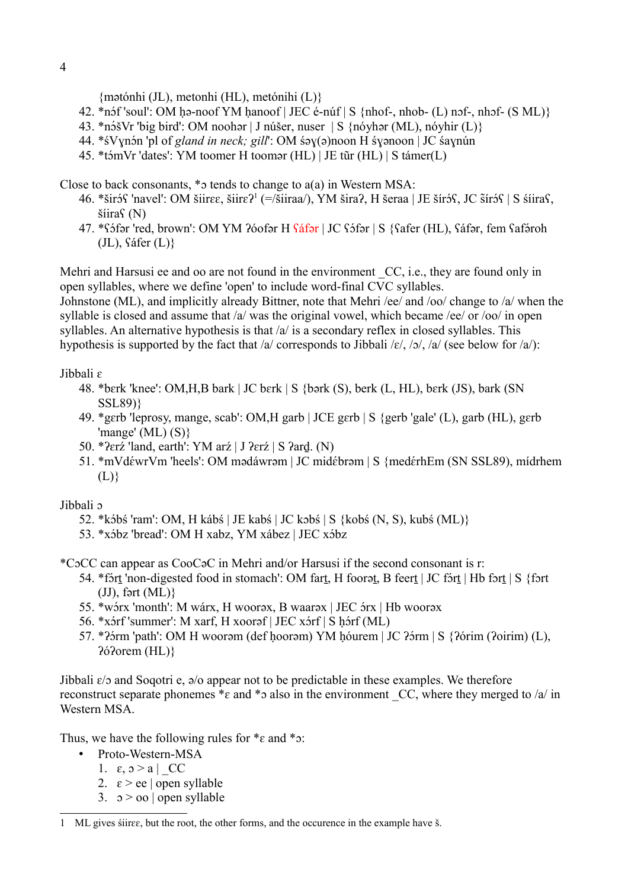{mətónhi (JL), metonhi (HL), metónihi (L)}

42. *nɔ́f 'soul': OM ḥə-noof YM ḥanoof | JEC é-núf | S {nhof-, nhob- (L) nɔf-, nhɔf- (S ML)}
43. *nɔ́šVr 'big bird': OM noohər | J núšer, nuser | S {nóyhər (ML), nóyhir (L)}
44. *śVɣnɔ́n 'pl of *gland in neck; gill*': OM śəɣ(ə)noon H śɣənoon | JC śaɣnún
45. *tɔ́mVr 'dates': YM toomer H toomər (HL) | JE tũr (HL) | S támer(L)

Close to back consonants, *ɔ tends to change to a(a) in Western MSA:

46. *širɔ́ʕ 'navel': OM šiirɛɛ, šiirɛʔ[1] (=/šiiraa/), YM širaʔ, H šeraa | JE šírɔ́ʕ, JC šĩrɔ́ʕ | S śíiraʕ, šiiraʕ (N)
47. *ʕɔ́fər 'red, brown': OM YM ʔóofər H ʕáfər | JC ʕɔ́fər | S {ʕafer (HL), ʕáfər, fem ʕafə́roh (JL), ʕáfer (L)}

Mehri and Harsusi ee and oo are not found in the environment _CC, i.e., they are found only in open syllables, where we define 'open' to include word-final CVC syllables.
Johnstone (ML), and implicitly already Bittner, note that Mehri /ee/ and /oo/ change to /a/ when the syllable is closed and assume that /a/ was the original vowel, which became /ee/ or /oo/ in open syllables. An alternative hypothesis is that /a/ is a secondary reflex in closed syllables. This hypothesis is supported by the fact that /a/ corresponds to Jibbali /ɛ/, /ɔ/, /a/ (see below for /a/):

Jibbali ɛ

48. *bɛrk 'knee': OM,H,B bark | JC bɛrk | S {bərk (S), berk (L, HL), bɛrk (JS), bark (SN SSL89)}
49. *gɛrb 'leprosy, mange, scab': OM,H garb | JCE gɛrb | S {gerb 'gale' (L), garb (HL), gɛrb 'mange' (ML) (S)}
50. *ʔɛrź 'land, earth': YM arź | J ʔɛrź | S ʔarḏ. (N)
51. *mVdɛ́wrVm 'heels': OM mədáwrəm | JC midɛ́brəm | S {medérhEm (SN SSL89), mídrhem (L)}

Jibbali ɔ

52. *kɔ́bś 'ram': OM, H kábś | JE kabś | JC kɔbś | S {kobś (N, S), kubś (ML)}
53. *xɔ́bz 'bread': OM H xabz, YM xábez | JEC xɔ́bz

*CɔCC can appear as CooCəC in Mehri and/or Harsusi if the second consonant is r:

54. *fɔ́rṯ 'non-digested food in stomach': OM farṯ, H foorəṯ, B feerṯ | JC fɔ́rṯ | Hb fɔrṯ | S {fɔrt (JJ), fərt (ML)}
55. *wɔ́rx 'month': M wárx, H woorəx, B waarəx | JEC ɔ́rx | Hb woorəx
56. *xɔ́rf 'summer': M xarf, H xoorəf | JEC xɔ́rf | S ḥɔ́rf (ML)
57. *ʔɔ́rm 'path': OM H woorəm (def ḥoorəm) YM ḥóurem | JC ʔɔ́rm | S {ʔórim (ʔoirim) (L), ʔóʔorem (HL)}

Jibbali ɛ/ɔ and Soqotri e, ə/o appear not to be predictable in these examples. We therefore reconstruct separate phonemes *ɛ and *ɔ also in the environment _CC, where they merged to /a/ in Western MSA.

Thus, we have the following rules for *ɛ and *ɔ:

- Proto-Western-MSA
  1. ɛ, ɔ > a | _CC
  2. ɛ > ee | open syllable
  3. ɔ > oo | open syllable

[1] ML gives śiirɛɛ, but the root, the other forms, and the occurence in the example have š.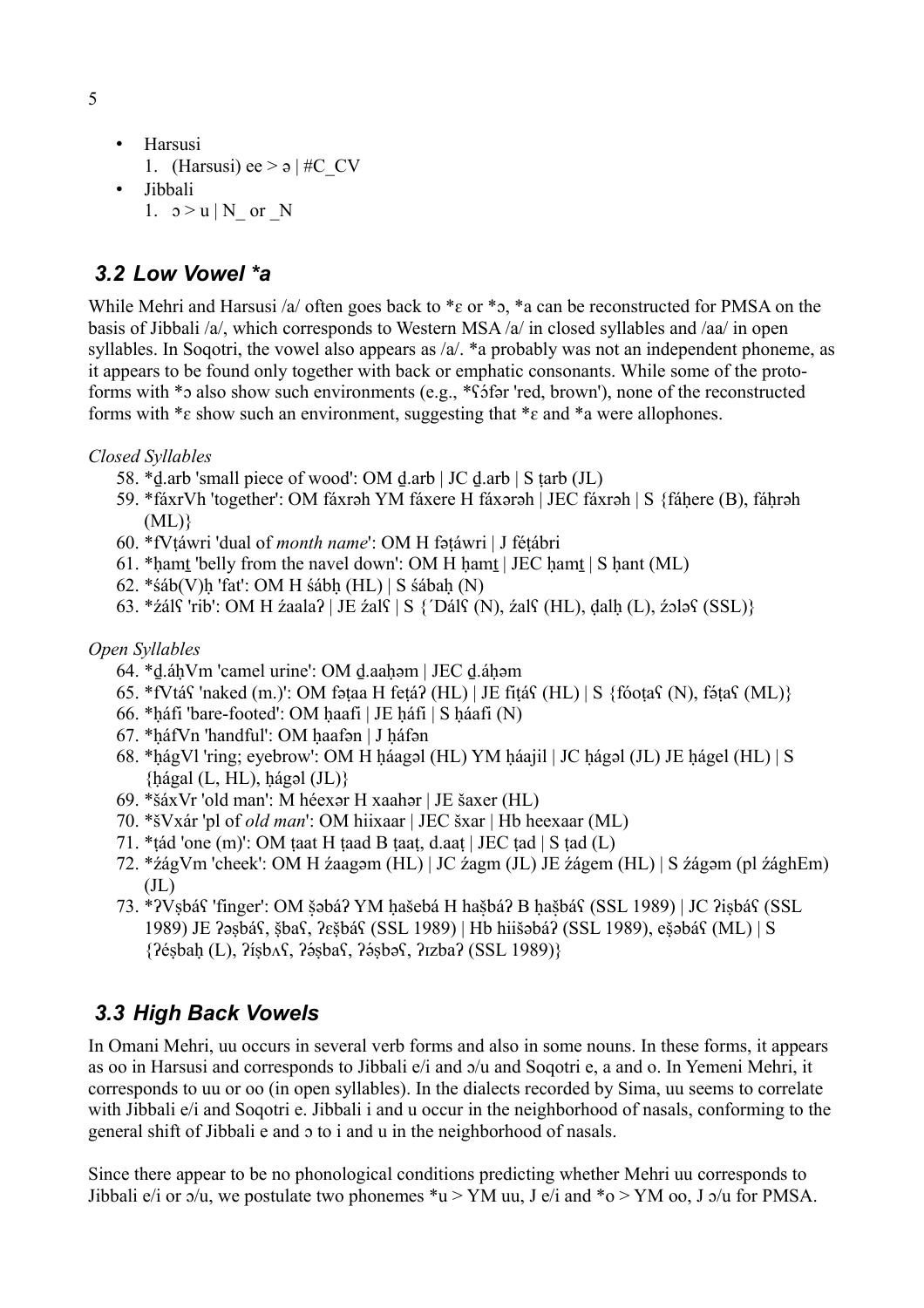- Harsusi
  1. (Harsusi) ee > ə | #C_CV
- Jibbali
  1. ɔ > u | N_ or _N

## 3.2 Low Vowel *a

While Mehri and Harsusi /a/ often goes back to *ɛ or *ɔ, *a can be reconstructed for PMSA on the basis of Jibbali /a/, which corresponds to Western MSA /a/ in closed syllables and /aa/ in open syllables. In Soqotri, the vowel also appears as /a/. *a probably was not an independent phoneme, as it appears to be found only together with back or emphatic consonants. While some of the proto-forms with *ɔ also show such environments (e.g., *ʕɔ́fər 'red, brown'), none of the reconstructed forms with *ɛ show such an environment, suggesting that *ɛ and *a were allophones.

*Closed Syllables*

58. *ḏ.arb 'small piece of wood': OM ḏ.arb | JC ḏ.arb | S ṭarb (JL)
59. *fáxrVh 'together': OM fáxrəh YM fáxere H fáxərəh | JEC fáxrəh | S {fáḥere (B), fáḥrəh (ML)}
60. *fVṭáwri 'dual of *month name*': OM H fəṭáwri | J féṭábri
61. *ḥamṯ 'belly from the navel down': OM H ḥamṯ | JEC ḥamṯ | S ḥant (ML)
62. *śáb(V)ḥ 'fat': OM H śábḥ (HL) | S śábaḥ (N)
63. *źálʕ 'rib': OM H źaalaʔ | JE źalʕ | S {´Dálʕ (N), źalʕ (HL), ḏalḥ (L), źələʕ (SSL)}

*Open Syllables*

64. *ḏ.áḥVm 'camel urine': OM ḏ.aaḥəm | JEC ḏ.áḥəm
65. *fVtáʕ 'naked (m.)': OM fəṭaa H feṭáʔ (HL) | JE fiṭáʕ (HL) | S {fóoṭaʕ (N), fə́ṭaʕ (ML)}
66. *ḥáfi 'bare-footed': OM ḥaafi | JE ḥáfi | S ḥáafi (N)
67. *ḥáfVn 'handful': OM ḥaafən | J ḥáfən
68. *ḥágVl 'ring; eyebrow': OM H ḥáagəl (HL) YM ḥáajil | JC ḥágəl (JL) JE ḥágel (HL) | S {ḥágal (L, HL), ḥágəl (JL)}
69. *šáxVr 'old man': M héexər H xaahər | JE šaxer (HL)
70. *šVxár 'pl of *old man*': OM hiixaar | JEC šxar | Hb heexaar (ML)
71. *ṭád 'one (m)': OM ṭaat H ṭaad B ṭaaṭ, d.aaṭ | JEC ṭad | S ṭad (L)
72. *źágVm 'cheek': OM H źaagəm (HL) | JC źagm (JL) JE źágem (HL) | S źágəm (pl źághEm) (JL)
73. *ʔVṣbáʕ 'finger': OM ṣ̌əbáʔ YM ḥašebá H haṣ̌báʔ B ḥaṣ̌báʕ (SSL 1989) | JC ʔiṣbáʕ (SSL 1989) JE ʔəṣbáʕ, ṣ̌baʕ, ʔɛṣ̌báʕ (SSL 1989) | Hb hiišəbáʔ (SSL 1989), eṣ̌əbáʕ (ML) | S {ʔéṣbaḥ (L), ʔíṣbʌʕ, ʔə́ṣbaʕ, ʔə́ṣbəʕ, ʔɪzbaʔ (SSL 1989)}

## 3.3 High Back Vowels

In Omani Mehri, uu occurs in several verb forms and also in some nouns. In these forms, it appears as oo in Harsusi and corresponds to Jibbali e/i and ɔ/u and Soqotri e, a and o. In Yemeni Mehri, it corresponds to uu or oo (in open syllables). In the dialects recorded by Sima, uu seems to correlate with Jibbali e/i and Soqotri e. Jibbali i and u occur in the neighborhood of nasals, conforming to the general shift of Jibbali e and ɔ to i and u in the neighborhood of nasals.

Since there appear to be no phonological conditions predicting whether Mehri uu corresponds to Jibbali e/i or ɔ/u, we postulate two phonemes *u > YM uu, J e/i and *o > YM oo, J ɔ/u for PMSA.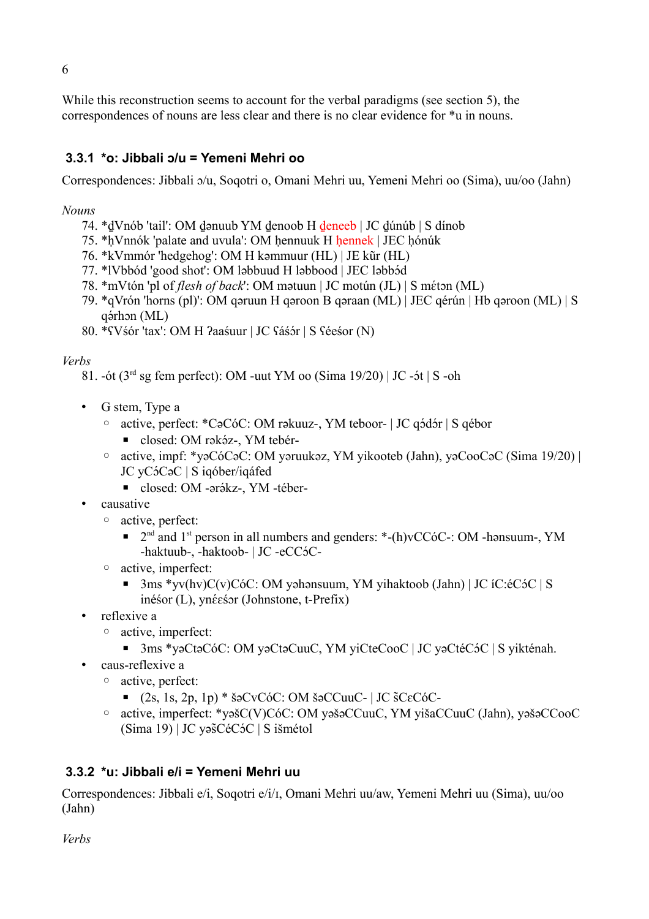While this reconstruction seems to account for the verbal paradigms (see section 5), the correspondences of nouns are less clear and there is no clear evidence for *u in nouns.

### 3.3.1 *o: Jibbali ɔ/u = Yemeni Mehri oo

Correspondences: Jibbali ɔ/u, Soqotri o, Omani Mehri uu, Yemeni Mehri oo (Sima), uu/oo (Jahn)

*Nouns*

74. *ḏVnób 'tail': OM ḏənuub YM ḏenoob H ḏeneeb | JC ḏúnúb | S dínob
75. *ḥVnnók 'palate and uvula': OM ḥennuuk H ḥennek | JEC ḥónúk
76. *kVmmór 'hedgehog': OM H kəmmuur (HL) | JE kũr (HL)
77. *lVbbód 'good shot': OM ləbbuud H ləbbood | JEC ləbbɔ́d
78. *mVtón 'pl of *flesh of back*': OM mətuun | JC motún (JL) | S mɛ́tən (ML)
79. *qVrón 'horns (pl)': OM qəruun H qəroon B qəraan (ML) | JEC qérún | Hb qəroon (ML) | S qə́rhən (ML)
80. *ʕVśór 'tax': OM H ʔaaśuur | JC ʕáśɔ́r | S ʕéeśor (N)

*Verbs*

81. -ót (3rd sg fem perfect): OM -uut YM oo (Sima 19/20) | JC -ɔ́t | S -oh

- G stem, Type a
    - active, perfect: *CəCóC: OM rəkuuz-, YM teboor- | JC qɔ́dɔ́r | S qébor
        - closed: OM rəkɔ́z-, YM tebér-
    - active, impf: *yəCóCəC: OM yəruukəz, YM yikooteb (Jahn), yəCooCəC (Sima 19/20) | JC yCɔ́CəC | S iqóber/iqáfed
        - closed: OM -ərɔ́kz-, YM -téber-
- causative
    - active, perfect:
        - 2nd and 1st person in all numbers and genders: *-(h)vCCóC-: OM -hənsuum-, YM -haktuub-, -haktoob- | JC -eCCɔ́C-
    - active, imperfect:
        - 3ms *yv(hv)C(v)CóC: OM yəhənsuum, YM yihaktoob (Jahn) | JC íC:éCɔ́C | S inéśor (L), ynɛ́ɛśər (Johnstone, t-Prefix)
- reflexive a
    - active, imperfect:
        - 3ms *yəCtəCóC: OM yəCtəCuuC, YM yiCteCooC | JC yəCtéCɔ́C | S yikténah.
- caus-reflexive a
    - active, perfect:
        - (2s, 1s, 2p, 1p) * šəCvCóC: OM šəCCuuC- | JC šCɛCóC-
    - active, imperfect: *yəšC(V)CóC: OM yəšəCCuuC, YM yišaCCuuC (Jahn), yəšəCCooC (Sima 19) | JC yəšCéCɔ́C | S išmétol

### 3.3.2 *u: Jibbali e/i = Yemeni Mehri uu

Correspondences: Jibbali e/i, Soqotri e/i/ɪ, Omani Mehri uu/aw, Yemeni Mehri uu (Sima), uu/oo (Jahn)

*Verbs*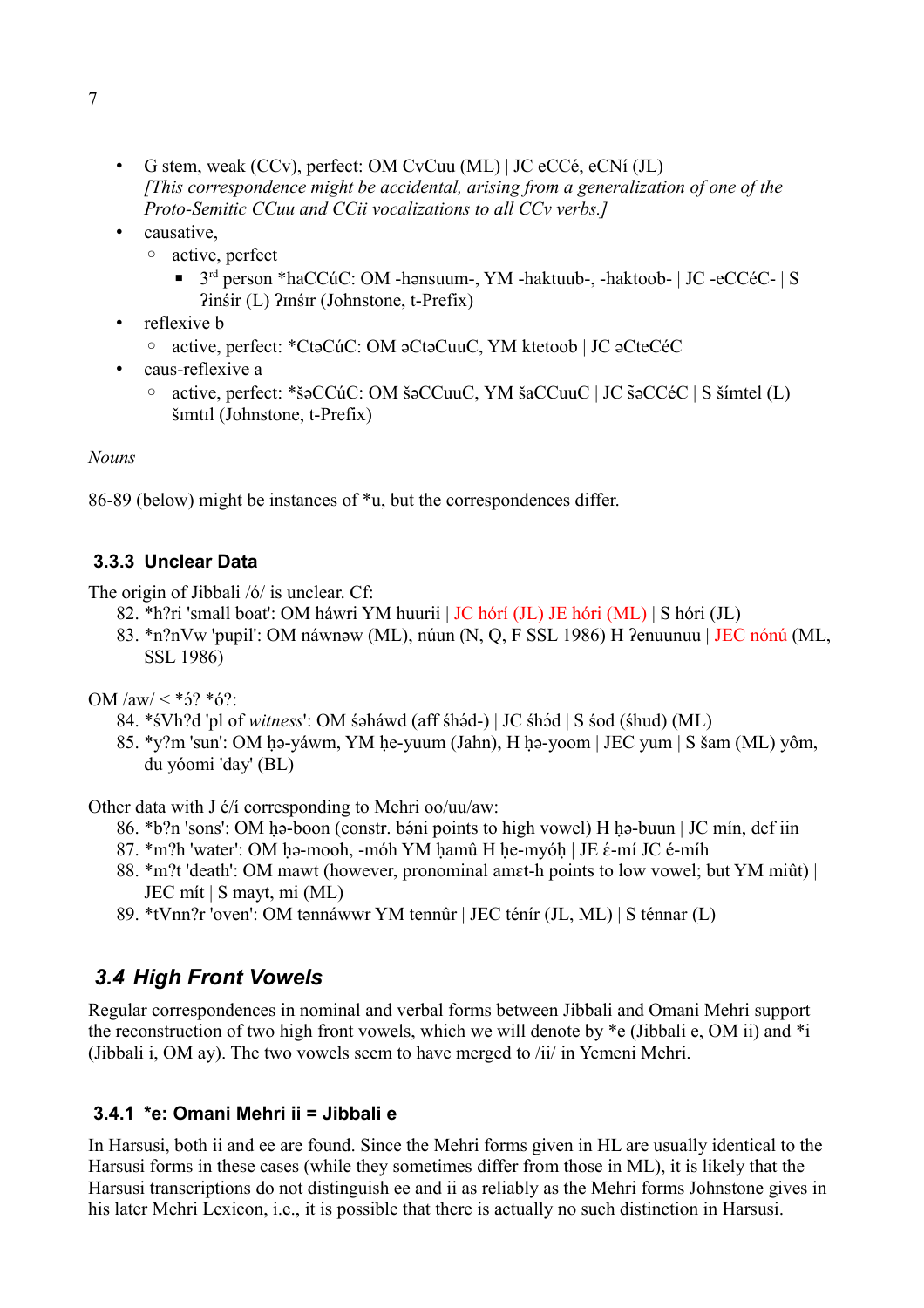- G stem, weak (CCv), perfect: OM CvCuu (ML) | JC eCCé, eCNí (JL)
  *[This correspondence might be accidental, arising from a generalization of one of the Proto-Semitic CCuu and CCii vocalizations to all CCv verbs.]*
- causative,
  - active, perfect
    - 3rd person *haCCúC: OM -hənsuum-, YM -haktuub-, -haktoob- | JC -eCCéC- | S ʔinśir (L) ʔɪnśɪr (Johnstone, t-Prefix)
- reflexive b
  - active, perfect: *CtəCúC: OM əCtəCuuC, YM ktetoob | JC əCteCéC
- caus-reflexive a
  - active, perfect: *šəCCúC: OM šəCCuuC, YM šaCCuuC | JC šəCCéC | S šímtel (L) šɪmtɪl (Johnstone, t-Prefix)

*Nouns*

86-89 (below) might be instances of *u, but the correspondences differ.

### 3.3.3 Unclear Data

The origin of Jibbali /ó/ is unclear. Cf:

82. *h?ri 'small boat': OM háwri YM huurii | JC hórí (JL) JE hóri (ML) | S hóri (JL)
83. *n?nVw 'pupil': OM náwnəw (ML), núun (N, Q, F SSL 1986) H ʔenuunuu | JEC nónú (ML, SSL 1986)

OM /aw/ < *ɔ́? *ó?:

84. *śVh?d 'pl of *witness*': OM śəháwd (aff śhə́d-) | JC śhɔ́d | S śod (śhud) (ML)
85. *y?m 'sun': OM ḥə-yáwm, YM ḥe-yuum (Jahn), H ḥə-yoom | JEC yum | S šam (ML) yôm, du yóomi 'day' (BL)

Other data with J é/í corresponding to Mehri oo/uu/aw:

86. *b?n 'sons': OM ḥə-boon (constr. bə́ni points to high vowel) H ḥə-buun | JC mín, def iin
87. *m?h 'water': OM ḥə-mooh, -móh YM ḥamû H ḥe-myóḥ | JE ɛ́-mí JC é-míh
88. *m?t 'death': OM mawt (however, pronominal amɛt-h points to low vowel; but YM miût) | JEC mít | S mayt, mi (ML)
89. *tVnn?r 'oven': OM tənnáwwr YM tennûr | JEC ténír (JL, ML) | S ténnar (L)

## 3.4 High Front Vowels

Regular correspondences in nominal and verbal forms between Jibbali and Omani Mehri support the reconstruction of two high front vowels, which we will denote by *e (Jibbali e, OM ii) and *i (Jibbali i, OM ay). The two vowels seem to have merged to /ii/ in Yemeni Mehri.

### 3.4.1 *e: Omani Mehri ii = Jibbali e

In Harsusi, both ii and ee are found. Since the Mehri forms given in HL are usually identical to the Harsusi forms in these cases (while they sometimes differ from those in ML), it is likely that the Harsusi transcriptions do not distinguish ee and ii as reliably as the Mehri forms Johnstone gives in his later Mehri Lexicon, i.e., it is possible that there is actually no such distinction in Harsusi.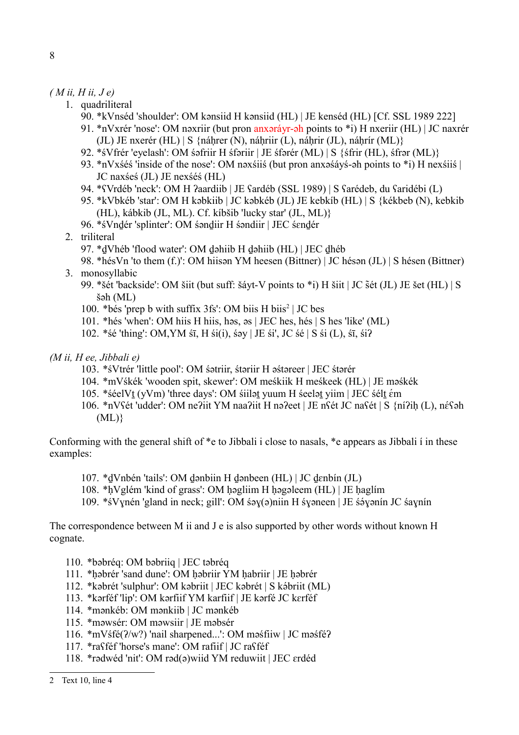*( M ii, H ii, J e)*

1. quadriliteral
   90. *kVnséd 'shoulder': OM kənsiid H kənsiid (HL) | JE kenséd (HL) [Cf. SSL 1989 222]
   91. *nVxrér 'nose': OM nəxriir (but pron anxəráyr-əh points to *i) H nxeriir (HL) | JC naxrér (JL) JE nxerér (HL) | S {náḥrer (N), náḥriir (L), náḥrir (JL), náḥrír (ML)}
   92. *śVfrér 'eyelash': OM śəfriir H śfəriir | JE śfərér (ML) | S {śfrir (HL), śfrər (ML)}
   93. *nVxśéś 'inside of the nose': OM nəxśiiś (but pron anxəśáyś-əh points to *i) H nexśiiś | JC naxśeś (JL) JE nexśéś (HL)
   94. *ʕVrdéb 'neck': OM H ʔaardiib | JE ʕardéb (SSL 1989) | S ʕarédeb, du ʕaridébi (L)
   95. *kVbkéb 'star': OM H kəbkiib | JC kəbkéb (JL) JE kebkíb (HL) | S {kékbeb (N), kebkib (HL), kábkib (JL, ML). Cf. kíbšib 'lucky star' (JL, ML)}
   96. *śVnḏér 'splinter': OM śənḏiir H śəndiir | JEC śenḏér
2. triliteral
   97. *ḏVhéb 'flood water': OM ḏəhiib H ḏəhiib (HL) | JEC ḏhéb
   98. *hésVn 'to them (f.)': OM hiisən YM heesen (Bittner) | JC hésən (JL) | S hésen (Bittner)
3. monosyllabic
   99. *šét 'backside': OM šiit (but suff: šáyt-V points to *i) H šiit | JC šét (JL) JE šet (HL) | S šəh (ML)
   100. *bés 'prep b with suffix 3fs': OM biis H biis[2] | JC bes
   101. *hés 'when': OM hiis H hiis, həs, əs | JEC hes, hés | S hes 'like' (ML)
   102. *śé 'thing': OM,YM śī, H śi(i), śəy | JE śi', JC śé | S śi (L), śī, śiʔ

*(M ii, H ee, Jibbali e)*

103. *śVtrér 'little pool': OM śətriir, śtariir H əśtareer | JEC śtərér
104. *mVśkék 'wooden spit, skewer': OM meśkiik H meśkeek (HL) | JE məśkék
105. *śéelVṯ (yVm) 'three days': OM śiiləṯ yuum H śeeləṯ yiim | JEC śélṯ ém
106. *nVʕét 'udder': OM neʔiit YM naaʔiit H nəʔeet | JE nʕét JC naʕét | S {níʔiḥ (L), néʕəh (ML)}

Conforming with the general shift of *e to Jibbali i close to nasals, *e appears as Jibbali í in these examples:

107. *ḏVnbén 'tails': OM ḏənbiin H ḏənbeen (HL) | JC ḏenbín (JL)
108. *ḥVglém 'kind of grass': OM ḥəgliim H ḥəgəleem (HL) | JE ḥaglím
109. *śVɣnén 'gland in neck; gill': OM śəɣ(ə)niin H śɣəneen | JE śə́ɣənín JC śaɣnín

The correspondence between M ii and J e is also supported by other words without known H cognate.

110. *bəbréq: OM bəbriiq | JEC təbréq
111. *ḥəbrér 'sand dune': OM ḥəbriir YM ḥabriir | JE ḥəbrér
112. *kəbrét 'sulphur': OM kəbriit | JEC kəbrét | S kábriit (ML)
113. *kərféf 'lip': OM kərfiif YM karfiif | JE kərfé JC kɛrféf
114. *mənkéb: OM mənkiib | JC mənkéb
115. *məwsér: OM məwsiir | JE məbsér
116. *mVśfé(ʔ/w?) 'nail sharpened...': OM məśfiiw | JC məśféʔ
117. *raʕféf 'horse's mane': OM rafiif | JC raʕféf
118. *rədwéd 'nit': OM rəd(ə)wiid YM reduwiit | JEC ɛrdéd

---

2 Text 10, line 4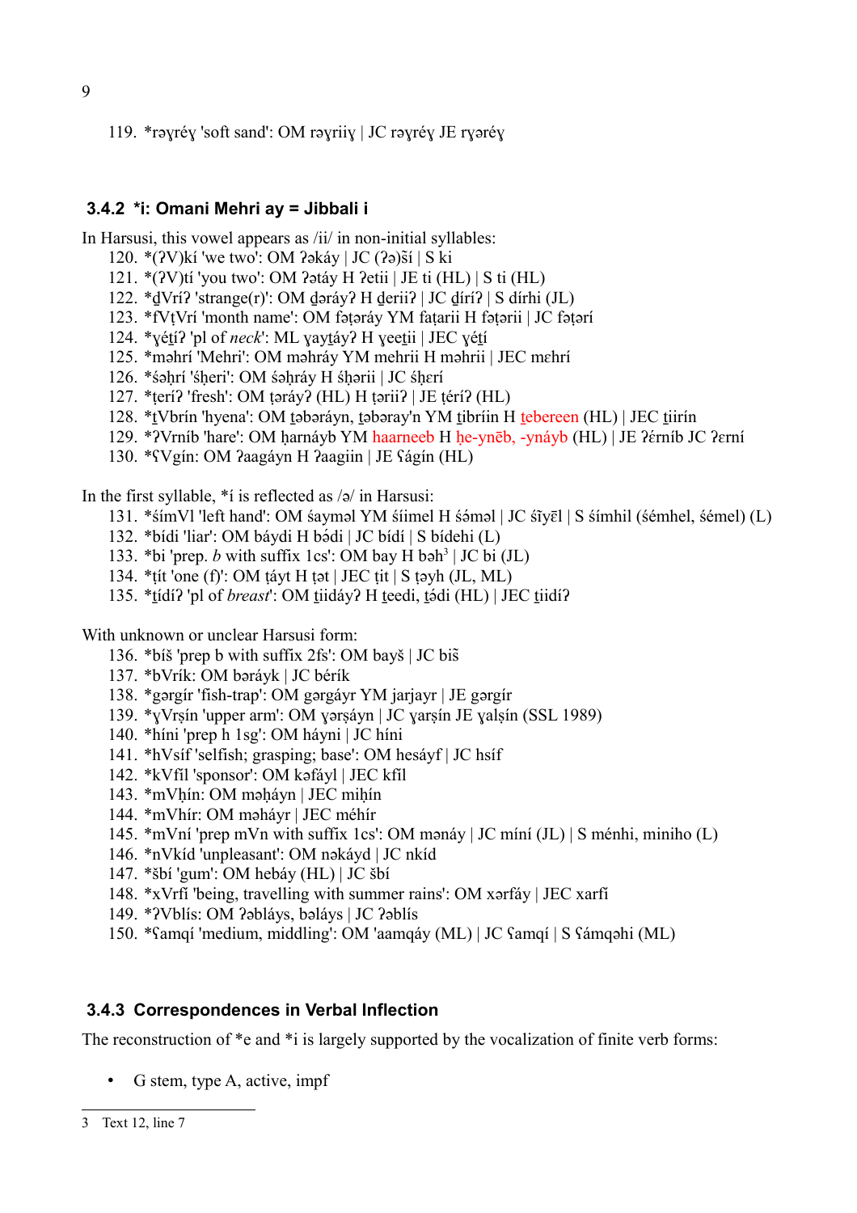119. *rəɣréɣ 'soft sand': OM rəɣriiɣ | JC rəɣréɣ JE rɣəréɣ

### 3.4.2 *i: Omani Mehri ay = Jibbali i

In Harsusi, this vowel appears as /ii/ in non-initial syllables:

120. *(ʔV)kí 'we two': OM ʔəkáy | JC (ʔə)ší | S ki
121. *(ʔV)tí 'you two': OM ʔətáy H ʔetii | JE ti (HL) | S ti (HL)
122. *ḏVríʔ 'strange(r)': OM ḏəráyʔ H ḏeriiʔ | JC ḏíríʔ | S dírhi (JL)
123. *fVṭVrí 'month name': OM fəṭəráy YM faṭarii H fəṭarii | JC fəṭərí
124. *ɣéṯíʔ 'pl of *neck*': ML ɣayṯáyʔ H ɣeeṯii | JEC ɣéṯí
125. *məhrí 'Mehri': OM məhráy YM mehrii H məhrii | JEC mɛhrí
126. *śəḥrí 'śḥeri': OM śəḥráy H śḥarii | JC śḥɛrí
127. *ṭeríʔ 'fresh': OM ṭəráyʔ (HL) H ṭariiʔ | JE ṭéríʔ (HL)
128. *ṯVbrín 'hyena': OM ṯəbəráyn, ṯəbəray'n YM ṯibríin H ṯebereen (HL) | JEC ṯiirín
129. *ʔVrníb 'hare': OM ḥarnáyb YM haarneeb H ḥe-ynēb, -ynáyb (HL) | JE ʔɛ́rníb JC ʔɛrní
130. *ʕVgín: OM ʔaagáyn H ʔaagiin | JE ʕágín (HL)

In the first syllable, *í is reflected as /ə/ in Harsusi:

131. *śímVl 'left hand': OM śaymǝl YM śíimel H śə́məl | JC śĩyɛ̄l | S śímhil (śémhel, śémel) (L)
132. *bídi 'liar': OM báydi H bə́di | JC bídí | S bídehi (L)
133. *bi 'prep. *b* with suffix 1cs': OM bay H bəh[3] | JC bi (JL)
134. *ṭít 'one (f)': OM ṭáyt H ṭət | JEC ṭit | S ṭəyh (JL, ML)
135. *ṯídíʔ 'pl of *breast*': OM ṯiidáyʔ H ṯeedi, ṯə́di (HL) | JEC ṯiidíʔ

With unknown or unclear Harsusi form:

136. *bíš 'prep b with suffix 2fs': OM bayš | JC biš
137. *bVrík: OM bəráyk | JC bérík
138. *gərgír 'fish-trap': OM gərgáyr YM jarjayr | JE gərgír
139. *ɣVrṣín 'upper arm': OM ɣərṣáyn | JC ɣarṣín JE ɣalṣín (SSL 1989)
140. *híni 'prep h 1sg': OM háyni | JC híni
141. *hVsíf 'selfish; grasping; base': OM hesáyf | JC hsíf
142. *kVfíl 'sponsor': OM kəfáyl | JEC kfíl
143. *mVḥín: OM məḥáyn | JEC miḥín
144. *mVhír: OM məháyr | JEC méhír
145. *mVní 'prep mVn with suffix 1cs': OM mənáy | JC míní (JL) | S ménhi, miniho (L)
146. *nVkíd 'unpleasant': OM nəkáyd | JC nkíd
147. *šbí 'gum': OM hebáy (HL) | JC šbí
148. *xVrfí 'being, travelling with summer rains': OM xərfáy | JEC xarfí
149. *ʔVblís: OM ʔəbláys, bəláys | JC ʔəblís
150. *ʕamqí 'medium, middling': OM 'aamqáy (ML) | JC ʕamqí | S ʕámqəhi (ML)

### 3.4.3 Correspondences in Verbal Inflection

The reconstruction of *e and *i is largely supported by the vocalization of finite verb forms:

- G stem, type A, active, impf

[3] Text 12, line 7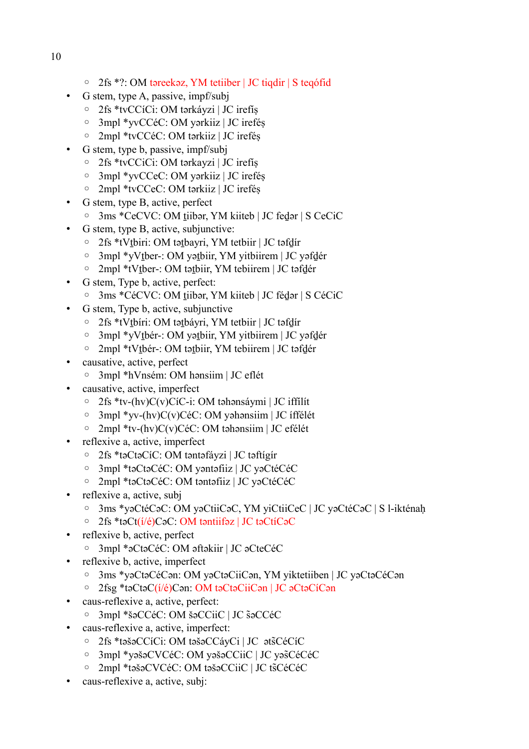- 2fs *?: OM təreekəz, YM tetiiber | JC tiqdir | S teqófid
- G stem, type A, passive, impf/subj
    - 2fs *tvCCíCi: OM tərkáyzi | JC irefíṣ
    - 3mpl *yvCCéC: OM yərkiiz | JC iréféṣ
    - 2mpl *tvCCéC: OM tərkiiz | JC iréféṣ
- G stem, type b, passive, impf/subj
    - 2fs *tvCCiCi: OM tərkayzi | JC irefíṣ
    - 3mpl *yvCCeC: OM yərkiiz | JC iréféṣ
    - 2mpl *tvCCeC: OM tərkiiz | JC iréféṣ
- G stem, type B, active, perfect
    - 3ms *CeCVC: OM ṯiibər, YM kiiteb | JC feḏər | S CeCiC
- G stem, type B, active, subjunctive:
    - 2fs *tVṯbiri: OM təṯbayri, YM tetbiir | JC təfḏír
    - 3mpl *yVṯber-: OM yəṯbiir, YM yitbiirem | JC yəfḏér
    - 2mpl *tVṯber-: OM təṯbiir, YM tebiirem | JC təfḏér
- G stem, Type b, active, perfect:
    - 3ms *CéCVC: OM ṯiibər, YM kiiteb | JC féḏər | S CéCiC
- G stem, Type b, active, subjunctive
    - 2fs *tVṯbíri: OM təṯbáyri, YM tetbiir | JC təfḏír
    - 3mpl *yVṯbér-: OM yəṯbiir, YM yitbiirem | JC yəfḏér
    - 2mpl *tVṯbér-: OM təṯbiir, YM tebiirem | JC təfḏér
- causative, active, perfect
    - 3mpl *hVnsém: OM hənsiim | JC eflét
- causative, active, imperfect
    - 2fs *tv-(hv)C(v)CíC-i: OM təhənsáymi | JC iffílít
    - 3mpl *yv-(hv)C(v)CéC: OM yəhənsiim | JC ífflét
    - 2mpl *tv-(hv)C(v)CéC: OM təhənsiim | JC efélét
- reflexive a, active, imperfect
    - 2fs *təCtəCíC: OM təntəfáyzi | JC təftígír
    - 3mpl *təCtəCéC: OM yəntəfiiz | JC yəCtéCéC
    - 2mpl *təCtəCéC: OM təntəfiiz | JC yəCtéCéC
- reflexive a, active, subj
    - 3ms *yəCtéCəC: OM yəCtiiCəC, YM yiCtiiCeC | JC yəCtéCəC | S l-ikténaḥ
    - 2fs *təCt(í/é)CəC: OM təntiifəz | JC təCtíCəC
- reflexive b, active, perfect
    - 3mpl *əCtəCéC: OM əftəkiir | JC əCteCéC
- reflexive b, active, imperfect
    - 3ms *yəCtəCéCən: OM yəCtəCiiCən, YM yiktetiiben | JC yəCtəCéCən
    - 2fsg *təCtəC(í/é)Cən: OM təCtəCiiCən | JC əCtəCíCən
- caus-reflexive a, active, perfect:
    - 3mpl *šəCCéC: OM šəCCiiC | JC šəCCéC
- caus-reflexive a, active, imperfect:
    - 2fs *təšəCCíCi: OM təšəCCáyCi | JC ətšCéCíC
    - 3mpl *yəšəCVCéC: OM yəšəCCiiC | JC yəšCéCéC
    - 2mpl *təšəCVCéC: OM təšəCCiiC | JC tšCéCéC
- caus-reflexive a, active, subj: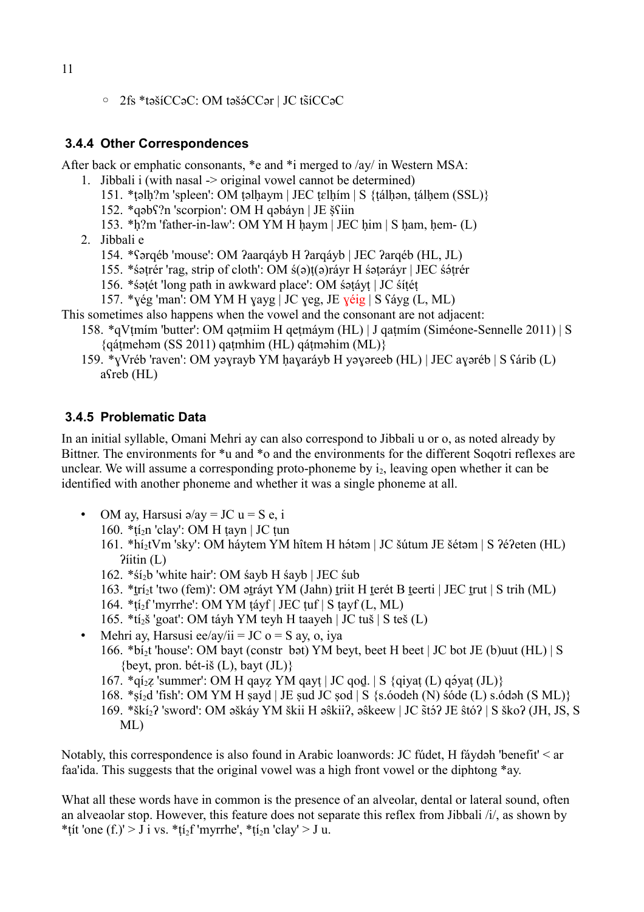- 2fs *təšíCCəC: OM təšə́CCər | JC tšíCCəC

### 3.4.4 Other Correspondences

After back or emphatic consonants, *e and *i merged to /ay/ in Western MSA:

1. Jibbali i (with nasal -> original vowel cannot be determined)
   151. *ṭəlḥʔm 'spleen': OM ṭəlḥaym | JEC ṭɛlḥím | S {ṭálḥən, tálḥem (SSL)}
   152. *qəbʕʔn 'scorpion': OM H qəbáyn | JE ṣ̌ʕiin
   153. *ḥʔm 'father-in-law': OM YM H ḥaym | JEC ḥim | S ḥam, ḥem- (L)
2. Jibbali e
   154. *ʕərqéb 'mouse': OM ʔaarqáyb H ʔarqáyb | JEC ʔarqéb (HL, JL)
   155. *śəṭrér 'rag, strip of cloth': OM ś(ə)ṭ(ə)ráyr H śəṭəráyr | JEC śə́ṭrér
   156. *śəṭét 'long path in awkward place': OM śəṭáyṭ | JC śíṭéṭ
   157. *ɣég 'man': OM YM H ɣayg | JC ɣeg, JE ɣéig | S ʕáyg (L, ML)

This sometimes also happens when the vowel and the consonant are not adjacent:

158. *qVṭmím 'butter': OM qəṭmiim H qeṭmáym (HL) | J qaṭmím (Siméone-Sennelle 2011) | S {qáṭmehəm (SS 2011) qaṭmhim (HL) qáṭməhim (ML)}
159. *ɣVréb 'raven': OM yəɣrayb YM ḥaɣaráyb H yəɣəreeb (HL) | JEC aɣəréb | S ʕárib (L) aʕreb (HL)

### 3.4.5 Problematic Data

In an initial syllable, Omani Mehri ay can also correspond to Jibbali u or o, as noted already by Bittner. The environments for *u and *o and the environments for the different Soqotri reflexes are unclear. We will assume a corresponding proto-phoneme by $i_2$, leaving open whether it can be identified with another phoneme and whether it was a single phoneme at all.

- OM ay, Harsusi ə/ay = JC u = S e, i
  160. *ṭí$_2$n 'clay': OM H ṭayn | JC ṭun
  161. *hí$_2$tVm 'sky': OM háytem YM hîtem H hə́təm | JC šútum JE šétəm | S ʔéʔeten (HL) ʔíitin (L)
  162. *śí$_2$b 'white hair': OM śayb H śayb | JEC śub
  163. *ṯrí$_2$t 'two (fem)': OM əṯráyt YM (Jahn) ṯriit H ṯerét B ṯeerti | JEC ṯrut | S trih (ML)
  164. *ṭí$_2$f 'myrrhe': OM YM ṭáyf | JEC ṭuf | S ṭayf (L, ML)
  165. *tí$_2$š 'goat': OM táyh YM teyh H taayeh | JC tuš | S teš (L)
- Mehri ay, Harsusi ee/ay/ii = JC o = S ay, o, iya
  166. *bí$_2$t 'house': OM bayt (constr bət) YM beyt, beet H beet | JC bot JE (b)uut (HL) | S {beyt, pron. bét-iš (L), bayt (JL)}
  167. *qí$_2$ẓ 'summer': OM H qayẓ YM qayṭ | JC qoḏ. | S {qiyaṭ (L) qə́yaṭ (JL)}
  168. *ṣí$_2$d 'fish': OM YM H ṣayd | JE ṣud JC ṣod | S {s.óodeh (N) śóde (L) s.ódəh (S ML)}
  169. *škí$_2$ʔ 'sword': OM əškáy YM škii H əškiiʔ, əškeew | JC štóʔ JE štóʔ | S škoʔ (JH, JS, S ML)

Notably, this correspondence is also found in Arabic loanwords: JC fúdet, H fáydəh 'benefit' < ar faa'ida. This suggests that the original vowel was a high front vowel or the diphtong *ay.

What all these words have in common is the presence of an alveolar, dental or lateral sound, often an alveaolar stop. However, this feature does not separate this reflex from Jibbali /i/, as shown by *ṭít 'one (f.)' > J i vs. *ṭí$_2$f 'myrrhe', *ṭí$_2$n 'clay' > J u.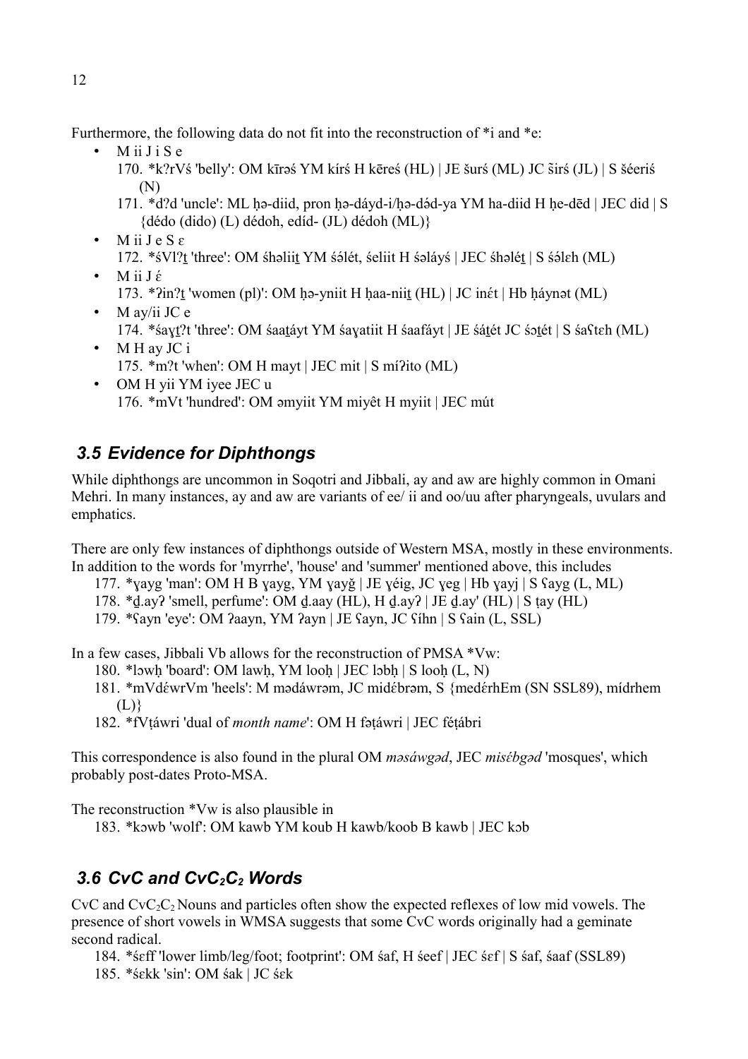Furthermore, the following data do not fit into the reconstruction of *i and *e:

- M ii J i S e
  170. *kʔrVś 'belly': OM kīrəś YM kírś H kēreś (HL) | JE šurś (ML) JC širś (JL) | S šéeriś (N)
  171. *dʔd 'uncle': ML ḥə-diid, pron ḥə-dáyd-i/ḥə-dád-ya YM ha-diid H ḥe-dēd | JEC did | S {dédo (dido) (L) dédoh, edíd- (JL) dédoh (ML)}
- M ii J e S ɛ
  172. *śVlʔṯ 'three': OM śhəliiṯ YM śəlét, śeliit H śəláyś | JEC śhəléṯ | S śə́lɛh (ML)
- M ii J ɛ́
  173. *ʔinʔṯ 'women (pl)': OM ḥə-yniit H ḥaa-niiṯ (HL) | JC inɛ́t | Hb ḥáynət (ML)
- M ay/ii JC e
  174. *śaɣṯʔt 'three': OM śaaṯáyt YM śaɣatiit H śaafáyt | JE śáṯét JC śɔṯét | S śaʕtɛh (ML)
- M H ay JC i
  175. *mʔt 'when': OM H mayt | JEC mit | S míʔito (ML)
- OM H yii YM iyee JEC u
  176. *mVt 'hundred': OM əmyiit YM miyêt H myiit | JEC mút

## 3.5 Evidence for Diphthongs

While diphthongs are uncommon in Soqotri and Jibbali, ay and aw are highly common in Omani Mehri. In many instances, ay and aw are variants of ee/ ii and oo/uu after pharyngeals, uvulars and emphatics.

There are only few instances of diphthongs outside of Western MSA, mostly in these environments. In addition to the words for 'myrrhe', 'house' and 'summer' mentioned above, this includes

177. *ɣayg 'man': OM H B ɣayg, YM ɣayǧ | JE ɣéig, JC ɣeg | Hb ɣayj | S ʕayg (L, ML)
178. *ḏ.ayʔ 'smell, perfume': OM ḏ.aay (HL), H ḏ.ayʔ | JE ḏ.ay' (HL) | S ṭay (HL)
179. *ʕayn 'eye': OM ʔaayn, YM ʔayn | JE ʕayn, JC ʕíhn | S ʕain (L, SSL)

In a few cases, Jibbali Vb allows for the reconstruction of PMSA *Vw:

180. *lɔwḥ 'board': OM lawḥ, YM looḥ | JEC lɔbḥ | S looḥ (L, N)
181. *mVdɛ́wrVm 'heels': M mədáwrəm, JC midɛ́brəm, S {medɛ́rhEm (SN SSL89), mídrhem (L)}
182. *fVṭáwri 'dual of *month name*': OM H fəṭáwri | JEC féṭábri

This correspondence is also found in the plural OM *məsáwgəd*, JEC *misɛ́bgəd* 'mosques', which probably post-dates Proto-MSA.

The reconstruction *Vw is also plausible in

183. *kɔwb 'wolf': OM kawb YM koub H kawb/koob B kawb | JEC kɔb

## 3.6 CvC and $CvC_2C_2$ Words

CvC and $CvC_2C_2$ Nouns and particles often show the expected reflexes of low mid vowels. The presence of short vowels in WMSA suggests that some CvC words originally had a geminate second radical.

184. *śɛff 'lower limb/leg/foot; footprint': OM śaf, H śeef | JEC śɛf | S śaf, śaaf (SSL89)
185. *śɛkk 'sin': OM śak | JC śɛk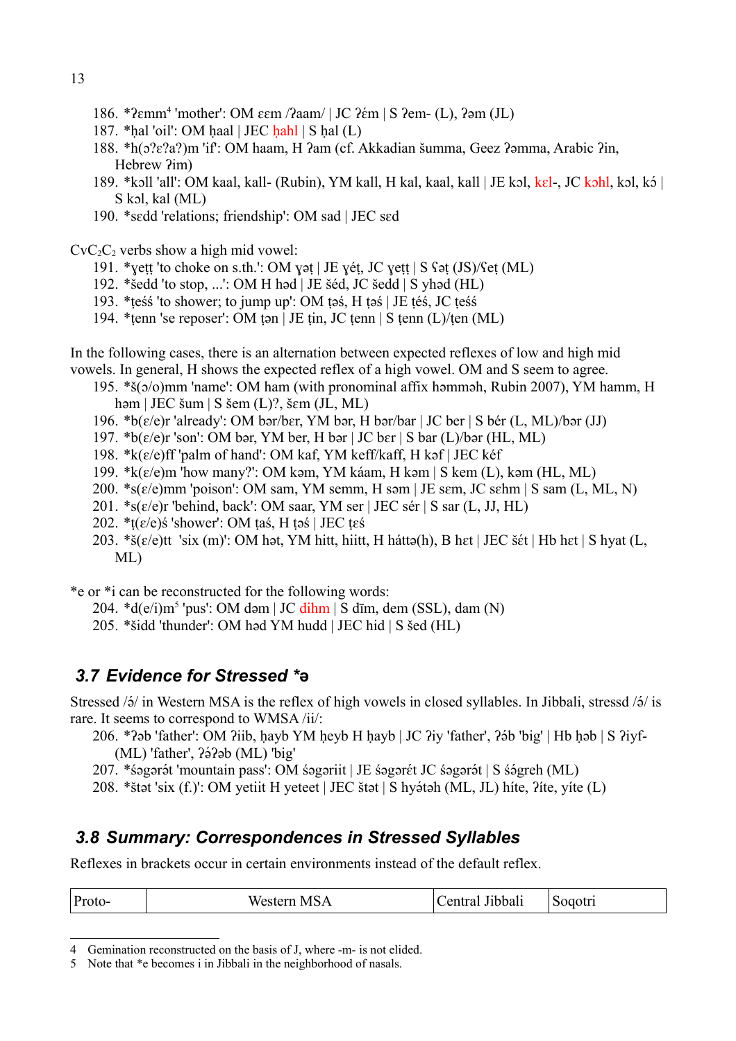186. *ʔɛmm[4] 'mother': OM ɛɛm /ʔaam/ | JC ʔέm | S ʔem- (L), ʔəm (JL)
187. *ḥal 'oil': OM ḥaal | JEC ḥahl | S ḥal (L)
188. *h(ɔʔɛʔaʔ)m 'if': OM haam, H ʔam (cf. Akkadian šumma, Geez ʔəmma, Arabic ʔin, Hebrew ʔim)
189. *kɔll 'all': OM kaal, kall- (Rubin), YM kall, H kal, kaal, kall | JE kɔl, kɛl-, JC kɔhl, kɔl, kɔ́ | S kɔl, kal (ML)
190. *sɛdd 'relations; friendship': OM sad | JEC sɛd

$CvC_2C_2$ verbs show a high mid vowel:

191. *ɣeṭṭ 'to choke on s.th.': OM ɣəṭ | JE ɣéṭ, JC ɣeṭṭ | S ʕəṭ (JS)/ʕeṭ (ML)
192. *šedd 'to stop, ...': OM H həd | JE šéd, JC šedd | S yhəd (HL)
193. *ṭeśś 'to shower; to jump up': OM ṭəś, H ṭəś | JE ṭéś, JC ṭeśś
194. *ṭenn 'se reposer': OM ṭən | JE ṭin, JC ṭenn | S ṭenn (L)/ṭen (ML)

In the following cases, there is an alternation between expected reflexes of low and high mid vowels. In general, H shows the expected reflex of a high vowel. OM and S seem to agree.

195. *š(ɔ/o)mm 'name': OM ham (with pronominal affix həmməh, Rubin 2007), YM hamm, H həm | JEC šum | S šem (L)?, šɛm (JL, ML)
196. *b(ɛ/e)r 'already': OM bər/bɛr, YM bər, H bər/bar | JC ber | S bér (L, ML)/bər (JJ)
197. *b(ɛ/e)r 'son': OM bər, YM ber, H bər | JC bɛr | S bar (L)/bər (HL, ML)
198. *k(ɛ/e)ff 'palm of hand': OM kaf, YM keff/kaff, H kəf | JEC kéf
199. *k(ɛ/e)m 'how many?': OM kəm, YM káam, H kəm | S kem (L), kəm (HL, ML)
200. *s(ɛ/e)mm 'poison': OM sam, YM semm, H səm | JE sɛm, JC sɛhm | S sam (L, ML, N)
201. *s(ɛ/e)r 'behind, back': OM saar, YM ser | JEC sér | S sar (L, JJ, HL)
202. *ṭ(ɛ/e)ś 'shower': OM ṭaś, H ṭəś | JEC ṭɛś
203. *š(ɛ/e)tt 'six (m)': OM hət, YM hitt, hiitt, H háttə(h), B hɛt | JEC šέt | Hb hɛt | S hyat (L, ML)

*e or *i can be reconstructed for the following words:

204. *d(e/i)m[5] 'pus': OM dəm | JC dihm | S dīm, dem (SSL), dam (N)
205. *šidd 'thunder': OM həd YM hudd | JEC hid | S šed (HL)

## 3.7 Evidence for Stressed *ə

Stressed /ə́/ in Western MSA is the reflex of high vowels in closed syllables. In Jibbali, stressd /ə́/ is rare. It seems to correspond to WMSA /ii/:

206. *ʔəb 'father': OM ʔiib, ḥayb YM ḥeyb H ḥayb | JC ʔiy 'father', ʔə́b 'big' | Hb ḥəb | S ʔiyf- (ML) 'father', ʔə́ʔəb (ML) 'big'
207. *śəgərə́t 'mountain pass': OM śəgəriit | JE śəgərét JC śəgərə́t | S śə́greh (ML)
208. *štət 'six (f.)': OM yetiit H yeteet | JEC štət | S hyə́təh (ML, JL) híte, ʔíte, yíte (L)

## 3.8 Summary: Correspondences in Stressed Syllables

Reflexes in brackets occur in certain environments instead of the default reflex.

| Proto- | Western MSA | Central Jibbali | Soqotri |
|---|---|---|---|

---

4 Gemination reconstructed on the basis of J, where -m- is not elided.

5 Note that *e becomes i in Jibbali in the neighborhood of nasals.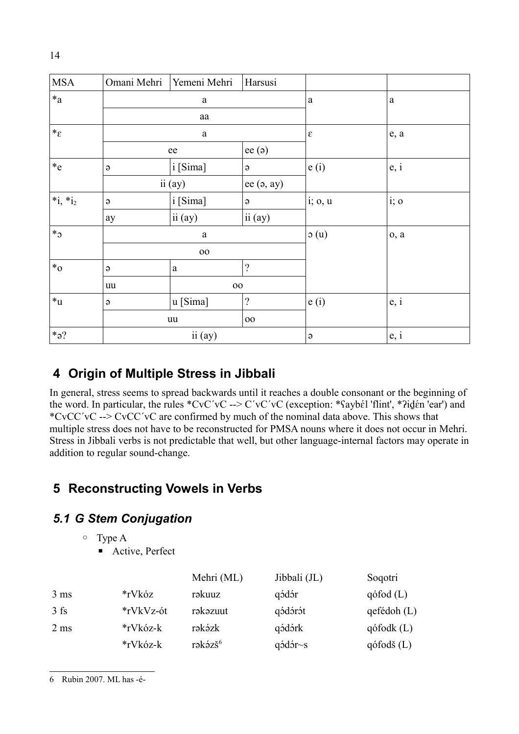| MSA | Omani Mehri | Yemeni Mehri | Harsusi | | |
|---|---|---|---|---|---|
| *a | a | | | a | a |
| | aa | | | | |
| *ɛ | a | | | ɛ | e, a |
| | ee | | ee (ə) | | |
| *e | ə | i [Sima] | ə | e (i) | e, i |
| | ii (ay) | | ee (ə, ay) | | |
| *i, *i₂ | ə | i [Sima] | ə | i; o, u | i; o |
| | ay | ii (ay) | ii (ay) | | |
| *ɔ | a | | | ɔ (u) | o, a |
| | oo | | | | |
| *o | ə | a | ? | | |
| | uu | oo | | | |
| *u | ə | u [Sima] | ? | e (i) | e, i |
| | uu | | oo | | |
| *ə? | ii (ay) | | | ə | e, i |

## 4 Origin of Multiple Stress in Jibbali

In general, stress seems to spread backwards until it reaches a double consonant or the beginning of the word. In particular, the rules *CvC´vC --> C´vC´vC (exception: *ʕaybɛ́l 'flint', *ʔiḏɛ́n 'ear') and *CvCC´vC --> CvCC´vC are confirmed by much of the nominal data above. This shows that multiple stress does not have to be reconstructed for PMSA nouns where it does not occur in Mehri. Stress in Jibbali verbs is not predictable that well, but other language-internal factors may operate in addition to regular sound-change.

## 5 Reconstructing Vowels in Verbs

### 5.1 G Stem Conjugation

- Type A
  - Active, Perfect

| | | Mehri (ML) | Jibbali (JL) | Soqotri |
|---|---|---|---|---|
| 3 ms | *rVkóz | rəkuuz | qɔ́dɔ́r | qófod (L) |
| 3 fs | *rVkVz-ót | rəkəzuut | qɔ́dɔ́rɔ́t | qefédoh (L) |
| 2 ms | *rVkóz-k | rəkə́zk | qɔ́dɔ́rk | qófodk (L) |
| | *rVkóz-k | rəkə́zš[6] | qɔ́dɔ́r~s | qófodš (L) |

6 Rubin 2007. ML has -é-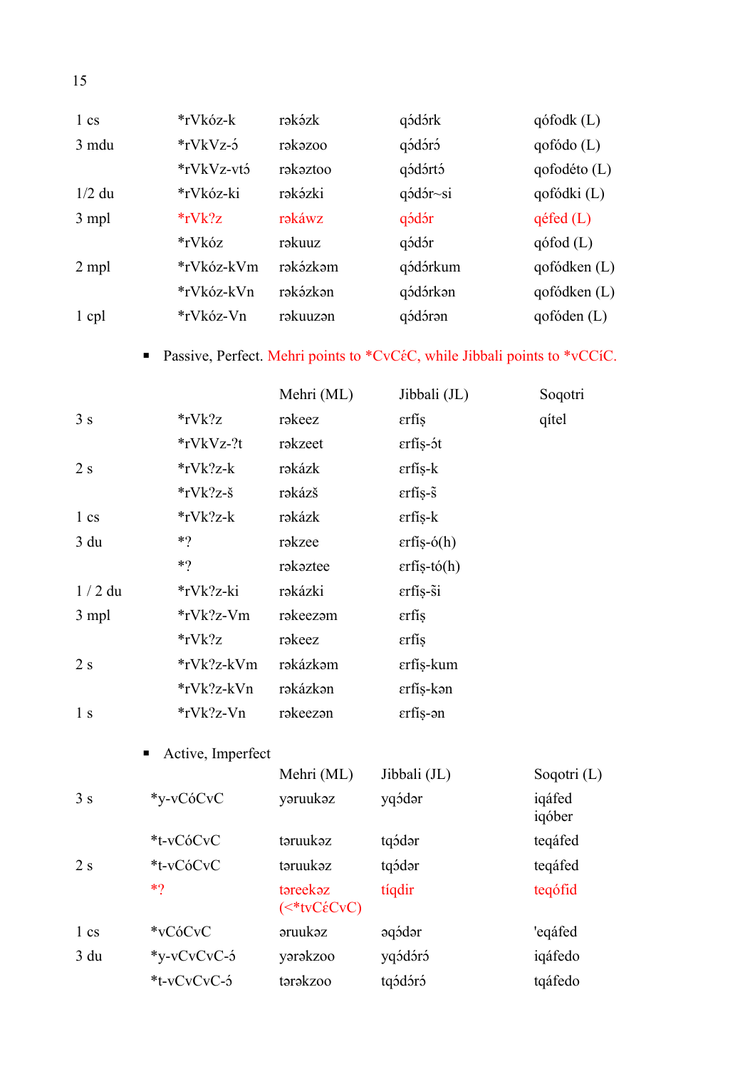| | | | | |
|---|---|---|---|---|
| 1 cs | *rVkóz-k | rəkə́zk | qɔ́dɔ́rk | qófodk (L) |
| 3 mdu | *rVkVz-ɔ́ | rəkəzoo | qɔ́dɔ́rɔ́ | qofódo (L) |
| | *rVkVz-vtɔ́ | rəkəztoo | qɔ́dɔ́rtɔ́ | qofodéto (L) |
| 1/2 du | *rVkóz-ki | rəkə́zki | qɔ́dɔ́r~si | qofódki (L) |
| 3 mpl | *rVk?z | rəkáwz | qɔ́dɔ́r | qéfed (L) |
| | *rVkóz | rəkuuz | qɔ́dɔ́r | qófod (L) |
| 2 mpl | *rVkóz-kVm | rəkə́zkəm | qɔ́dɔ́rkum | qofódken (L) |
| | *rVkóz-kVn | rəkə́zkən | qɔ́dɔ́rkən | qofódken (L) |
| 1 cpl | *rVkóz-Vn | rəkuuzən | qɔ́dɔ́rən | qofóden (L) |

- Passive, Perfect. Mehri points to *CvCɛ́C, while Jibbali points to *vCCíC.

| | | Mehri (ML) | Jibbali (JL) | Soqotri |
|---|---|---|---|---|
| 3 s | *rVk?z | rəkeez | ɛrfíṣ | qítel |
| | *rVkVz-?t | rəkzeet | ɛrfíṣ-ɔ́t | |
| 2 s | *rVk?z-k | rəkázk | ɛrfíṣ-k | |
| | *rVk?z-š | rəkázš | ɛrfíṣ-š̃ | |
| 1 cs | *rVk?z-k | rəkázk | ɛrfíṣ-k | |
| 3 du | *? | rəkzee | ɛrfíṣ-ó(h) | |
| | *? | rəkəztee | ɛrfíṣ-tó(h) | |
| 1 / 2 du | *rVk?z-ki | rəkázki | ɛrfíṣ-š̃i | |
| 3 mpl | *rVk?z-Vm | rəkeezəm | ɛrfíṣ | |
| | *rVk?z | rəkeez | ɛrfíṣ | |
| 2 s | *rVk?z-kVm | rəkázkəm | ɛrfíṣ-kum | |
| | *rVk?z-kVn | rəkázkən | ɛrfíṣ-kən | |
| 1 s | *rVk?z-Vn | rəkeezən | ɛrfíṣ-ən | |

- Active, Imperfect

| | | Mehri (ML) | Jibbali (JL) | Soqotri (L) |
|---|---|---|---|---|
| 3 s | *y-vCóCvC | yəruukəz | yqɔ́dər | iqáfed<br>iqóber |
| | *t-vCóCvC | təruukəz | tqɔ́dər | teqáfed |
| 2 s | *t-vCóCvC | təruukəz | tqɔ́dər | teqáfed |
| | *? | təreekəz (<*tvCɛ́CvC) | tíqdir | teqófid |
| 1 cs | *vCóCvC | əruukəz | əqɔ́dər | 'eqáfed |
| 3 du | *y-vCvCvC-ɔ́ | yərəkzoo | yqɔ́dɔ́rɔ́ | iqáfedo |
| | *t-vCvCvC-ɔ́ | tərəkzoo | tqɔ́dɔ́rɔ́ | tqáfedo |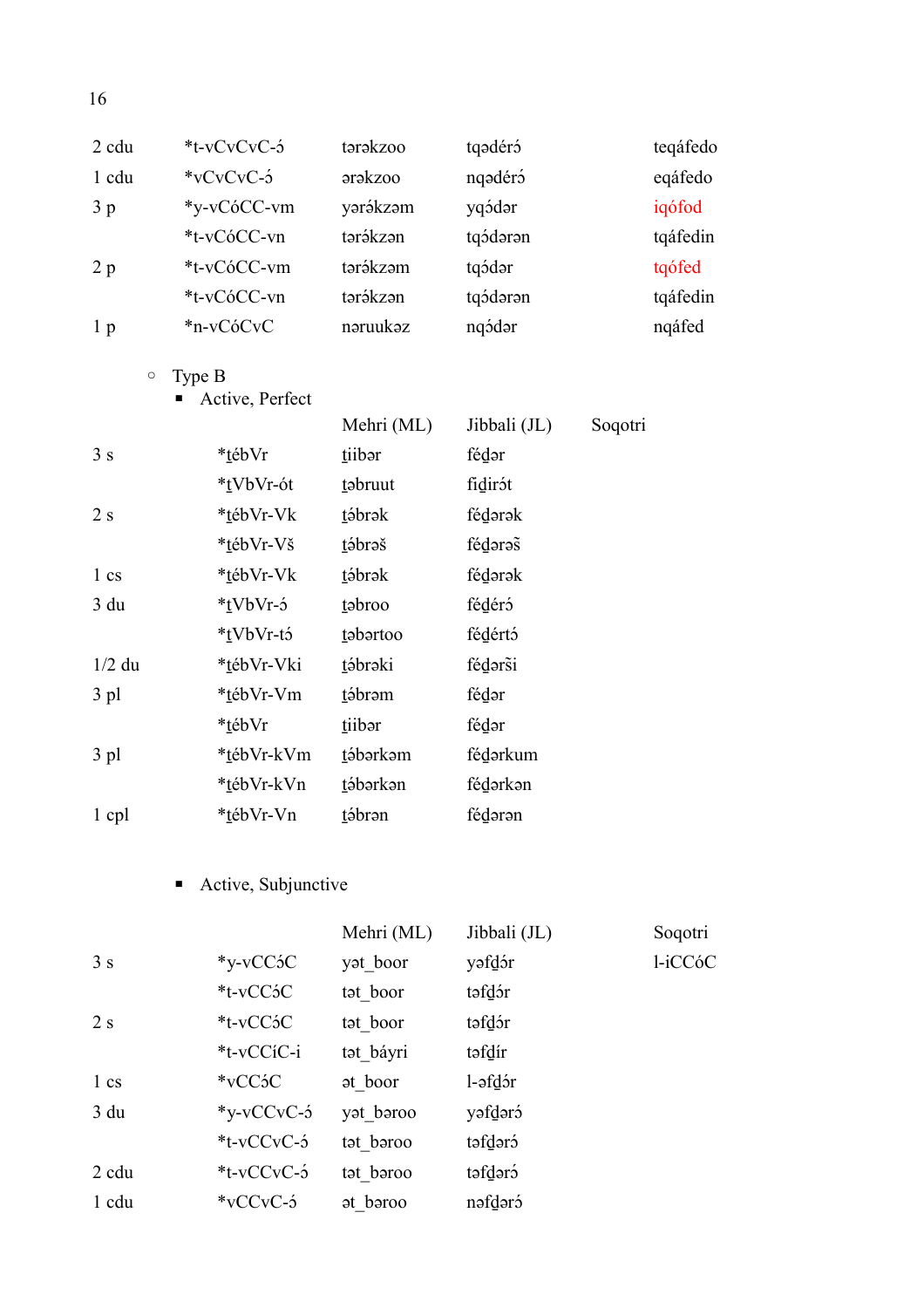| | | | | |
|---|---|---|---|---|
| 2 cdu | *t-vCvCvC-ó | tərəkzoo | tqədéró | teqáfedo |
| 1 cdu | *vCvCvC-ó | ərəkzoo | nqədéró | eqáfedo |
| 3 p | *y-vCóCC-vm | yərókzəm | yqódər | iqófod |
| | *t-vCóCC-vn | tərókzən | tqódərən | tqáfedin |
| 2 p | *t-vCóCC-vm | tərókzəm | tqódər | tqófed |
| | *t-vCóCC-vn | tərókzən | tqódərən | tqáfedin |
| 1 p | *n-vCóCvC | nəruukəz | nqódər | nqáfed |

- Type B
  - Active, Perfect

| | | Mehri (ML) | Jibbali (JL) | Soqotri |
|---|---|---|---|---|
| 3 s | *ṯébVr | ṯiibər | féḏər | |
| | *ṯVbVr-ót | ṯəbruut | fiḏirót | |
| 2 s | *ṯébVr-Vk | ṯóbrək | féḏərək | |
| | *ṯébVr-Vš | ṯóbrəš | féḏərəš | |
| 1 cs | *ṯébVr-Vk | ṯóbrək | féḏərək | |
| 3 du | *ṯVbVr-ó | ṯəbroo | féḏéró | |
| | *ṯVbVr-tó | ṯəbərtoo | féḏértó | |
| 1/2 du | *ṯébVr-Vki | ṯóbrəki | féḏərši | |
| 3 pl | *ṯébVr-Vm | ṯóbrəm | féḏər | |
| | *ṯébVr | ṯiibər | féḏər | |
| 3 pl | *ṯébVr-kVm | ṯóbərkəm | féḏərkum | |
| | *ṯébVr-kVn | ṯóbərkən | féḏərkən | |
| 1 cpl | *ṯébVr-Vn | ṯóbrən | féḏərən | |

  - Active, Subjunctive

| | | Mehri (ML) | Jibbali (JL) | Soqotri |
|---|---|---|---|---|
| 3 s | *y-vCCóC | yəṯ_boor | yəfḏór | l-iCCóC |
| | *t-vCCóC | təṯ_boor | təfḏór | |
| 2 s | *t-vCCóC | təṯ_boor | təfḏór | |
| | *t-vCCíC-i | təṯ_báyri | təfḏír | |
| 1 cs | *vCCóC | əṯ_boor | l-əfḏór | |
| 3 du | *y-vCCvC-ó | yəṯ_bəroo | yəfḏəró | |
| | *t-vCCvC-ó | təṯ_bəroo | təfḏəró | |
| 2 cdu | *t-vCCvC-ó | təṯ_bəroo | təfḏəró | |
| 1 cdu | *vCCvC-ó | əṯ_bəroo | nəfḏəró | |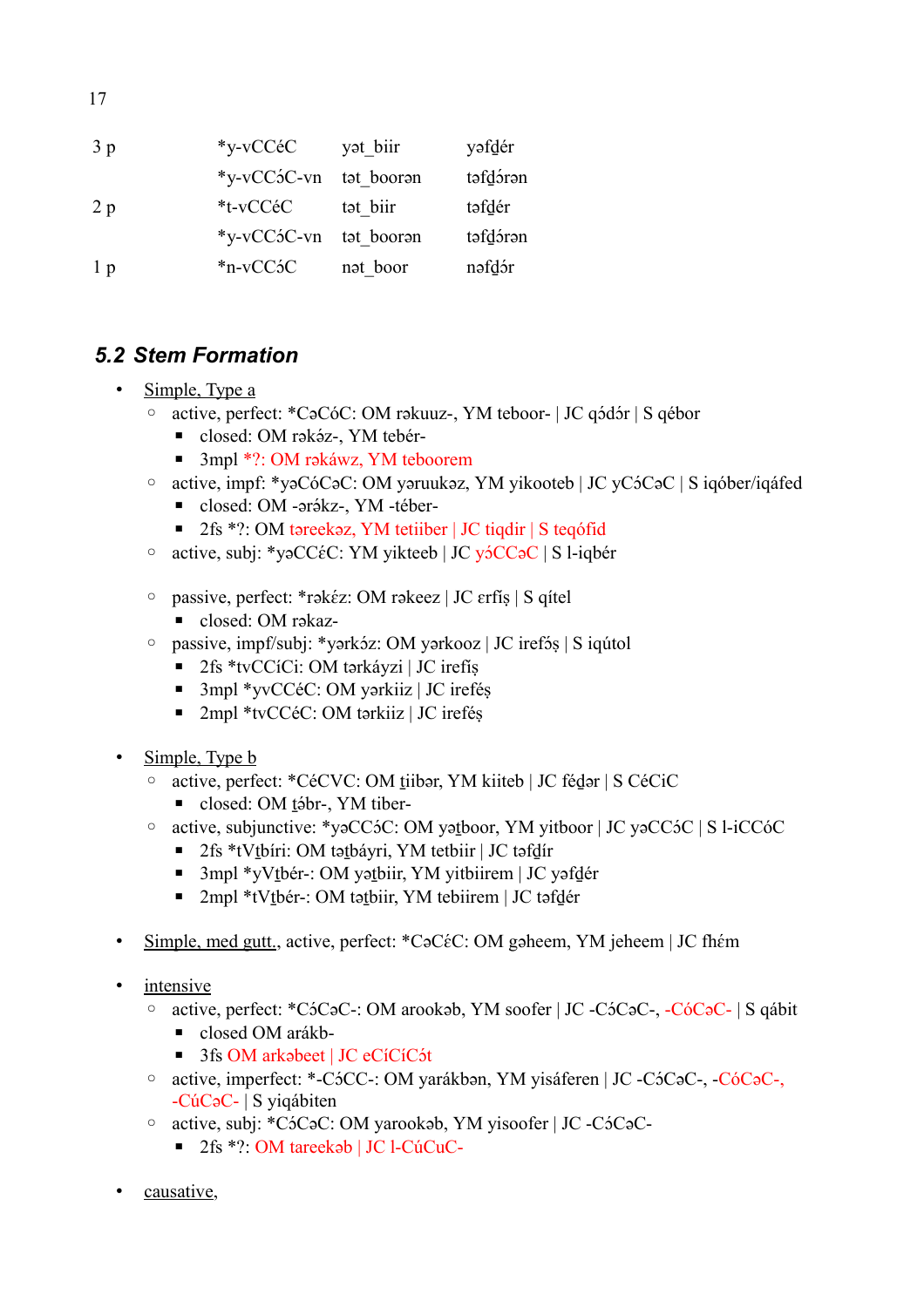| | | | |
|---|---|---|---|
| 3 p | *y-vCCéC | yəṯ_biir | yəfḏér |
| | *y-vCCɔ́C-vn | təṯ_boorən | təfḏɔ́rən |
| 2 p | *t-vCCéC | təṯ_biir | təfḏér |
| | *y-vCCɔ́C-vn | təṯ_boorən | təfḏɔ́rən |
| 1 p | *n-vCCɔ́C | nəṯ_boor | nəfḏɔ́r |

## 5.2 Stem Formation

- Simple, Type a
  - active, perfect: *CəCóC: OM rəkuuz-, YM teboor- | JC qɔ́dɔ́r | S qébor
    - closed: OM rəkɔ́z-, YM tebér-
    - 3mpl *?: OM rəkáwz, YM teboorem
  - active, impf: *yəCóCəC: OM yəruukəz, YM yikooteb | JC yCɔ́CəC | S iqóber/iqáfed
    - closed: OM -ərákz-, YM -téber-
    - 2fs *?: OM təreekəz, YM tetiiber | JC tiqdir | S teqófid
  - active, subj: *yəCCɛ́C: YM yikteeb | JC yɔ́CCəC | S l-iqbér
  - passive, perfect: *rəkɛ́z: OM rəkeez | JC ɛrfíṣ | S qítel
    - closed: OM rəkaz-
  - passive, impf/subj: *yərkɔ́z: OM yərkooz | JC irefɔ́ṣ | S iqútol
    - 2fs *tvCCíCi: OM tərkáyzi | JC irefíṣ
    - 3mpl *yvCCéC: OM yərkiiz | JC irefɛ́ṣ
    - 2mpl *tvCCéC: OM tərkiiz | JC irefɛ́ṣ
- Simple, Type b
  - active, perfect: *CéCVC: OM ṯiibər, YM kiiteb | JC féḏər | S CéCiC
    - closed: OM ṯɔ́br-, YM tiber-
  - active, subjunctive: *yəCCɔ́C: OM yəṯboor, YM yitboor | JC yəCCɔ́C | S l-iCCóC
    - 2fs *tVṯbíri: OM təṯbáyri, YM tetbiir | JC təfḏír
    - 3mpl *yVṯbér-: OM yəṯbiir, YM yitbiirem | JC yəfḏér
    - 2mpl *tVṯbér-: OM təṯbiir, YM tebiirem | JC təfḏér
- Simple, med gutt., active, perfect: *CəCɛ́C: OM gəheem, YM jeheem | JC fhɛ́m
- intensive
  - active, perfect: *Cɔ́CəC-: OM arookəb, YM soofer | JC -Cɔ́CəC-, -CóCəC- | S qábit
    - closed OM arákb-
    - 3fs OM arkəbeet | JC eCíCíCɔ́t
  - active, imperfect: *-Cɔ́CC-: OM yarákbən, YM yisáferen | JC -Cɔ́CəC-, -CóCəC-, -CúCəC- | S yiqábiten
  - active, subj: *Cɔ́CəC: OM yarookəb, YM yisoofer | JC -Cɔ́CəC-
    - 2fs *?: OM tareekəb | JC l-CúCuC-
- causative,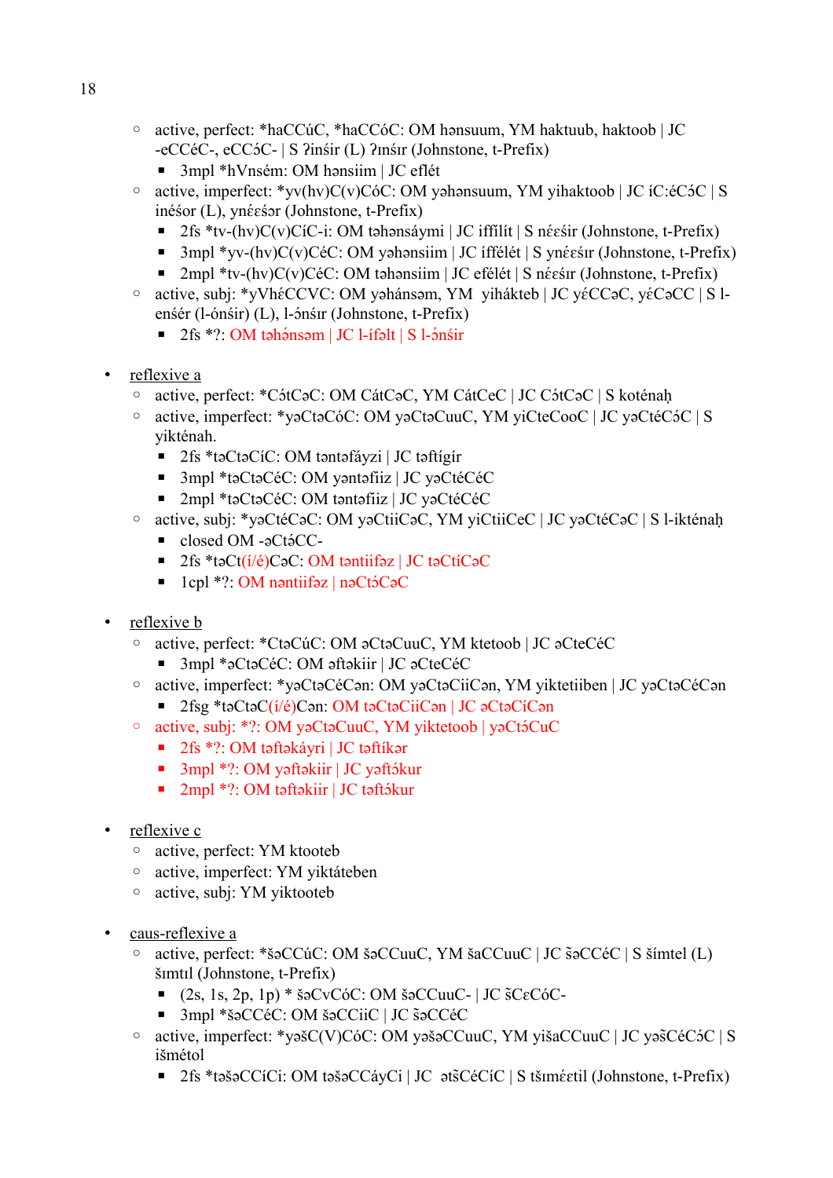- active, perfect: *haCCúC, *haCCóC: OM hənsuum, YM haktuub, haktoob | JC -eCCéC-, eCCɔ́C- | S ʔinśir (L) ʔɪnśɪr (Johnstone, t-Prefix)
  - 3mpl *hVnsém: OM hənsiim | JC eflét
- active, imperfect: *yv(hv)C(v)CóC: OM yəhənsuum, YM yihaktoob | JC íC:éCɔ́C | S inéśor (L), ynέεśər (Johnstone, t-Prefix)
  - 2fs *tv-(hv)C(v)CíC-i: OM təhənsáymi | JC iffilít | S nέεśir (Johnstone, t-Prefix)
  - 3mpl *yv-(hv)C(v)CéC: OM yəhənsiim | JC íffélét | S ynέεśɪr (Johnstone, t-Prefix)
  - 2mpl *tv-(hv)C(v)CéC: OM təhənsiim | JC efélét | S nέεśɪr (Johnstone, t-Prefix)
- active, subj: *yVhéCCVC: OM yəhánsəm, YM yihákteb | JC yέCCəC, yέCəCC | S l-enśér (l-ónśir) (L), l-ɔ́nśɪr (Johnstone, t-Prefix)
  - 2fs *?: OM təhánsəm | JC l-ífəlt | S l-ɔ́nśir

- reflexive a
  - active, perfect: *Cɔ́tCəC: OM CátCəC, YM CátCeC | JC Cɔ́tCəC | S koténaḥ
  - active, imperfect: *yəCtəCóC: OM yəCtəCuuC, YM yiCteCooC | JC yəCtéCɔ́C | S yikténah.
    - 2fs *təCtəCíC: OM təntəfáyzi | JC təftígír
    - 3mpl *təCtəCéC: OM yəntəfiiz | JC yəCtéCéC
    - 2mpl *təCtəCéC: OM təntəfiiz | JC yəCtéCéC
  - active, subj: *yəCtéCəC: OM yəCtiiCəC, YM yiCtiiCeC | JC yəCtéCəC | S l-ikténaḥ
    - closed OM -əCtɔ́CC-
    - 2fs *təCt(í/é)CəC: OM təntiifəz | JC təCtíCəC
    - 1cpl *?: OM nəntiifəz | nəCtɔ́CəC

- reflexive b
  - active, perfect: *CtəCúC: OM əCtəCuuC, YM ktetoob | JC əCteCéC
    - 3mpl *əCtəCéC: OM əftəkiir | JC əCteCéC
  - active, imperfect: *yəCtəCéCən: OM yəCtəCiiCən, YM yiktetiiben | JC yəCtəCéCən
    - 2fsg *təCtəC(í/é)Cən: OM təCtəCiiCən | JC əCtəCíCən
  - active, subj: *?: OM yəCtəCuuC, YM yiktetoob | yəCtɔ́CuC
    - 2fs *?: OM təftəkáyri | JC təftíkər
    - 3mpl *?: OM yəftəkiir | JC yəftɔ́kur
    - 2mpl *?: OM təftəkiir | JC təftɔ́kur

- reflexive c
  - active, perfect: YM ktooteb
  - active, imperfect: YM yiktáteben
  - active, subj: YM yiktooteb

- caus-reflexive a
  - active, perfect: *šəCCúC: OM šəCCuuC, YM šaCCuuC | JC šəCCéC | S šímtel (L) šɪmtɪl (Johnstone, t-Prefix)
    - (2s, 1s, 2p, 1p) * šəCvCóC: OM šəCCuuC- | JC šCεCóC-
    - 3mpl *šəCCéC: OM šəCCiiC | JC šəCCéC
  - active, imperfect: *yəšC(V)CóC: OM yəšəCCuuC, YM yišaCCuuC | JC yəšCéCɔ́C | S išmétol
    - 2fs *təšəCCíCi: OM təšəCCáyCi | JC  ətšCéCíC | S tšɪmέεtil (Johnstone, t-Prefix)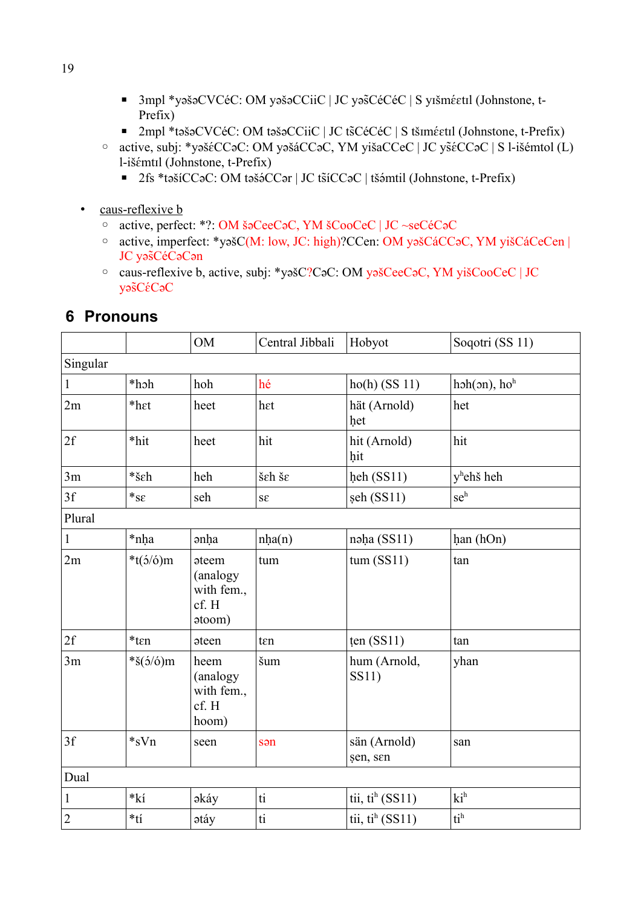- 3mpl *yəšəCVCéC: OM yəšəCCiiC | JC yəšCéCéC | S yɪšméεtɪl (Johnstone, t-Prefix)
- 2mpl *təšəCVCéC: OM təšəCCiiC | JC tšCéCéC | S tšɪméεtɪl (Johnstone, t-Prefix)

  - active, subj: *yəšéCCəC: OM yəšáCCəC, YM yišaCCeC | JC yšéCCəC | S l-išémtol (L) l-išémtɪl (Johnstone, t-Prefix)
    - 2fs *təšíCCəC: OM təšə́CCər | JC tšíCCəC | tšə́mtil (Johnstone, t-Prefix)

- caus-reflexive b
  - active, perfect: *?: OM šəCeeCəC, YM šCooCeC | JC ~seCéCəC
  - active, imperfect: *yəšC(M: low, JC: high)?CCen: OM yəšCáCCəC, YM yišCáCeCen | JC yəšCéCəCən
  - caus-reflexive b, active, subj: *yəšC?CəC: OM yəšCeeCəC, YM yišCooCeC | JC yəšCéCəC

## 6 Pronouns

| | | OM | Central Jibbali | Hobyot | Soqotri (SS 11) |
|---|---|---|---|---|---|
| Singular | | | | | |
| 1 | *həh | hoh | hé | ho(h) (SS 11) | həh(ən), hoʰ |
| 2m | *hεt | heet | hεt | hät (Arnold) ḥet | het |
| 2f | *hit | heet | hit | hit (Arnold) ḥit | hit |
| 3m | *šεh | heh | šεh šε | ḥeh (SS11) | yʰehš heh |
| 3f | *sε | seh | sε | ṣeh (SS11) | seʰ |
| Plural | | | | | |
| 1 | *nḥa | ənḥa | nḥa(n) | nəḥa (SS11) | ḥan (hOn) |
| 2m | *t(ə́/ó)m | əteem (analogy with fem., cf. H ətoom) | tum | tum (SS11) | tan |
| 2f | *tεn | əteen | tεn | ṭen (SS11) | tan |
| 3m | *š(ə́/ó)m | heem (analogy with fem., cf. H hoom) | šum | hum (Arnold, SS11) | yhan |
| 3f | *sVn | seen | sən | sän (Arnold) ṣen, sεn | san |
| Dual | | | | | |
| 1 | *kí | əkáy | ti | tii, tiʰ (SS11) | kiʰ |
| 2 | *tí | ətáy | ti | tii, tiʰ (SS11) | tiʰ |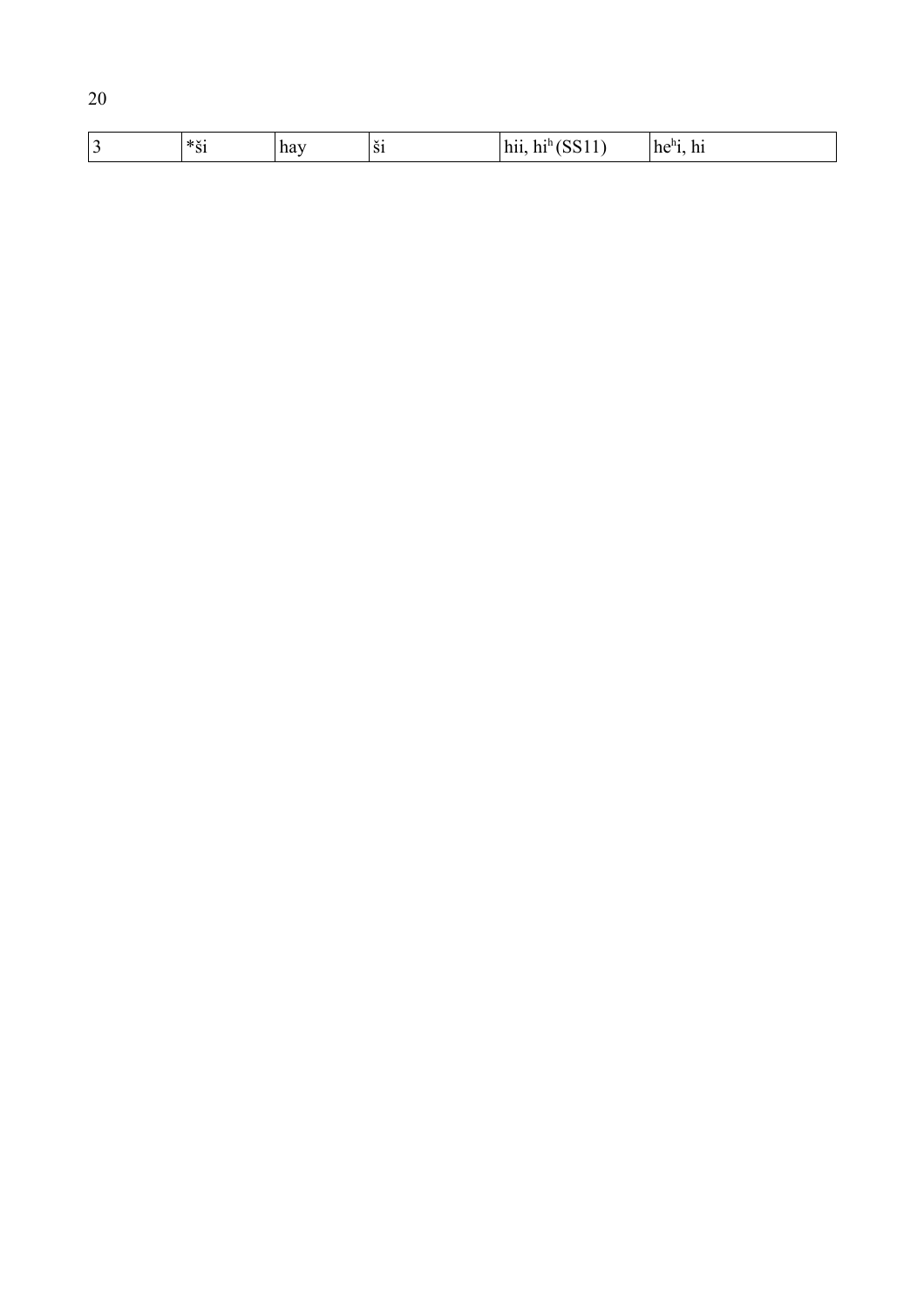| | | | | | |
|---|---|---|---|---|---|
| 3 | *ši | hay | ši | hii, $hi^h$ (SS11) | $he^hi$, hi |